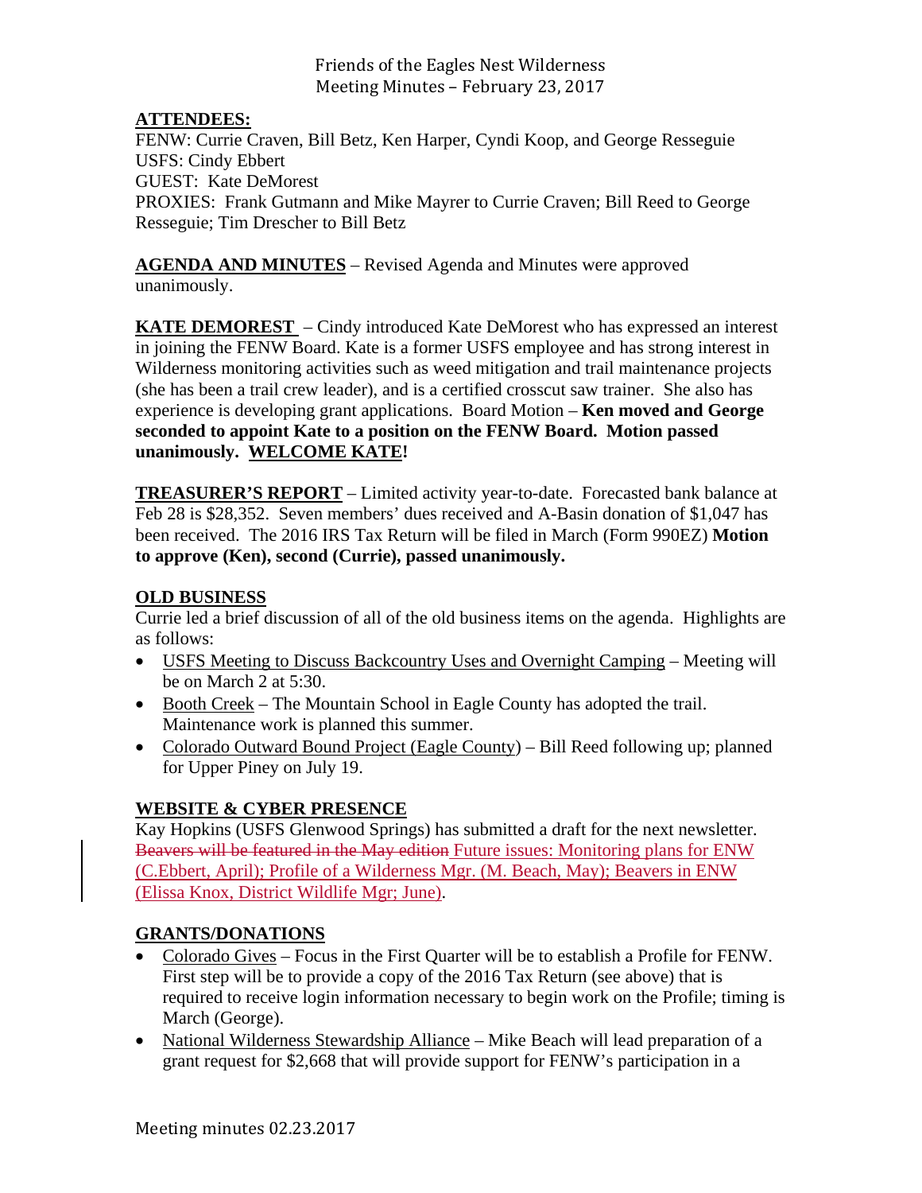Friends of the Eagles Nest Wilderness
Meeting Minutes – February 23, 2017

**ATTENDEES:**
FENW: Currie Craven, Bill Betz, Ken Harper, Cyndi Koop, and George Resseguie
USFS: Cindy Ebbert
GUEST: Kate DeMorest
PROXIES: Frank Gutmann and Mike Mayrer to Currie Craven; Bill Reed to George Resseguie; Tim Drescher to Bill Betz

**AGENDA AND MINUTES** – Revised Agenda and Minutes were approved unanimously.

**KATE DEMOREST** – Cindy introduced Kate DeMorest who has expressed an interest in joining the FENW Board. Kate is a former USFS employee and has strong interest in Wilderness monitoring activities such as weed mitigation and trail maintenance projects (she has been a trail crew leader), and is a certified crosscut saw trainer. She also has experience is developing grant applications. Board Motion – **Ken moved and George seconded to appoint Kate to a position on the FENW Board. Motion passed unanimously. WELCOME KATE!**

**TREASURER'S REPORT** – Limited activity year-to-date. Forecasted bank balance at Feb 28 is $28,352. Seven members' dues received and A-Basin donation of $1,047 has been received. The 2016 IRS Tax Return will be filed in March (Form 990EZ) **Motion to approve (Ken), second (Currie), passed unanimously.**

**OLD BUSINESS**
Currie led a brief discussion of all of the old business items on the agenda. Highlights are as follows:

- USFS Meeting to Discuss Backcountry Uses and Overnight Camping – Meeting will be on March 2 at 5:30.
- Booth Creek – The Mountain School in Eagle County has adopted the trail. Maintenance work is planned this summer.
- Colorado Outward Bound Project (Eagle County) – Bill Reed following up; planned for Upper Piney on July 19.

**WEBSITE & CYBER PRESENCE**
Kay Hopkins (USFS Glenwood Springs) has submitted a draft for the next newsletter. ~~Beavers will be featured in the May edition~~ Future issues: Monitoring plans for ENW (C.Ebbert, April); Profile of a Wilderness Mgr. (M. Beach, May); Beavers in ENW (Elissa Knox, District Wildlife Mgr; June).

**GRANTS/DONATIONS**

- Colorado Gives – Focus in the First Quarter will be to establish a Profile for FENW. First step will be to provide a copy of the 2016 Tax Return (see above) that is required to receive login information necessary to begin work on the Profile; timing is March (George).
- National Wilderness Stewardship Alliance – Mike Beach will lead preparation of a grant request for $2,668 that will provide support for FENW's participation in a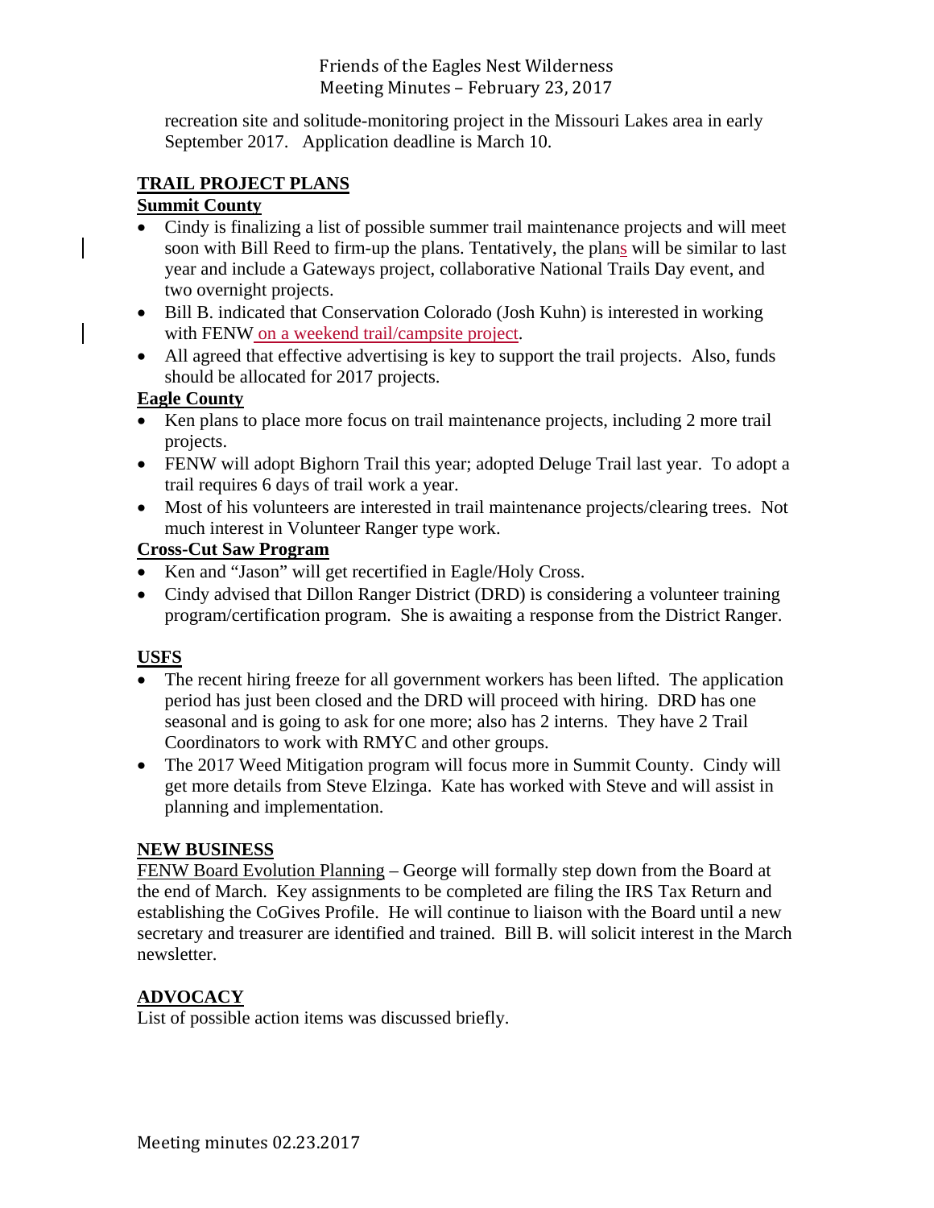recreation site and solitude-monitoring project in the Missouri Lakes area in early September 2017. Application deadline is March 10.

**TRAIL PROJECT PLANS**

**Summit County**

- Cindy is finalizing a list of possible summer trail maintenance projects and will meet soon with Bill Reed to firm-up the plans. Tentatively, the plans will be similar to last year and include a Gateways project, collaborative National Trails Day event, and two overnight projects.
- Bill B. indicated that Conservation Colorado (Josh Kuhn) is interested in working with FENW on a weekend trail/campsite project.
- All agreed that effective advertising is key to support the trail projects. Also, funds should be allocated for 2017 projects.

**Eagle County**

- Ken plans to place more focus on trail maintenance projects, including 2 more trail projects.
- FENW will adopt Bighorn Trail this year; adopted Deluge Trail last year. To adopt a trail requires 6 days of trail work a year.
- Most of his volunteers are interested in trail maintenance projects/clearing trees. Not much interest in Volunteer Ranger type work.

**Cross-Cut Saw Program**

- Ken and "Jason" will get recertified in Eagle/Holy Cross.
- Cindy advised that Dillon Ranger District (DRD) is considering a volunteer training program/certification program. She is awaiting a response from the District Ranger.

**USFS**

- The recent hiring freeze for all government workers has been lifted. The application period has just been closed and the DRD will proceed with hiring. DRD has one seasonal and is going to ask for one more; also has 2 interns. They have 2 Trail Coordinators to work with RMYC and other groups.
- The 2017 Weed Mitigation program will focus more in Summit County. Cindy will get more details from Steve Elzinga. Kate has worked with Steve and will assist in planning and implementation.

**NEW BUSINESS**

FENW Board Evolution Planning – George will formally step down from the Board at the end of March. Key assignments to be completed are filing the IRS Tax Return and establishing the CoGives Profile. He will continue to liaison with the Board until a new secretary and treasurer are identified and trained. Bill B. will solicit interest in the March newsletter.

**ADVOCACY**

List of possible action items was discussed briefly.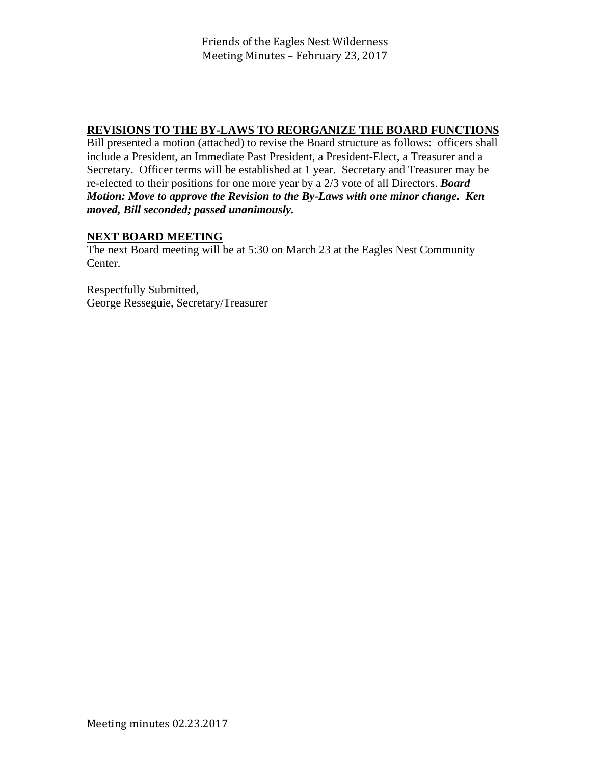## REVISIONS TO THE BY-LAWS TO REORGANIZE THE BOARD FUNCTIONS

Bill presented a motion (attached) to revise the Board structure as follows: officers shall include a President, an Immediate Past President, a President-Elect, a Treasurer and a Secretary. Officer terms will be established at 1 year. Secretary and Treasurer may be re-elected to their positions for one more year by a 2/3 vote of all Directors. ***Board Motion: Move to approve the Revision to the By-Laws with one minor change. Ken moved, Bill seconded; passed unanimously.***

## NEXT BOARD MEETING

The next Board meeting will be at 5:30 on March 23 at the Eagles Nest Community Center.

Respectfully Submitted,
George Resseguie, Secretary/Treasurer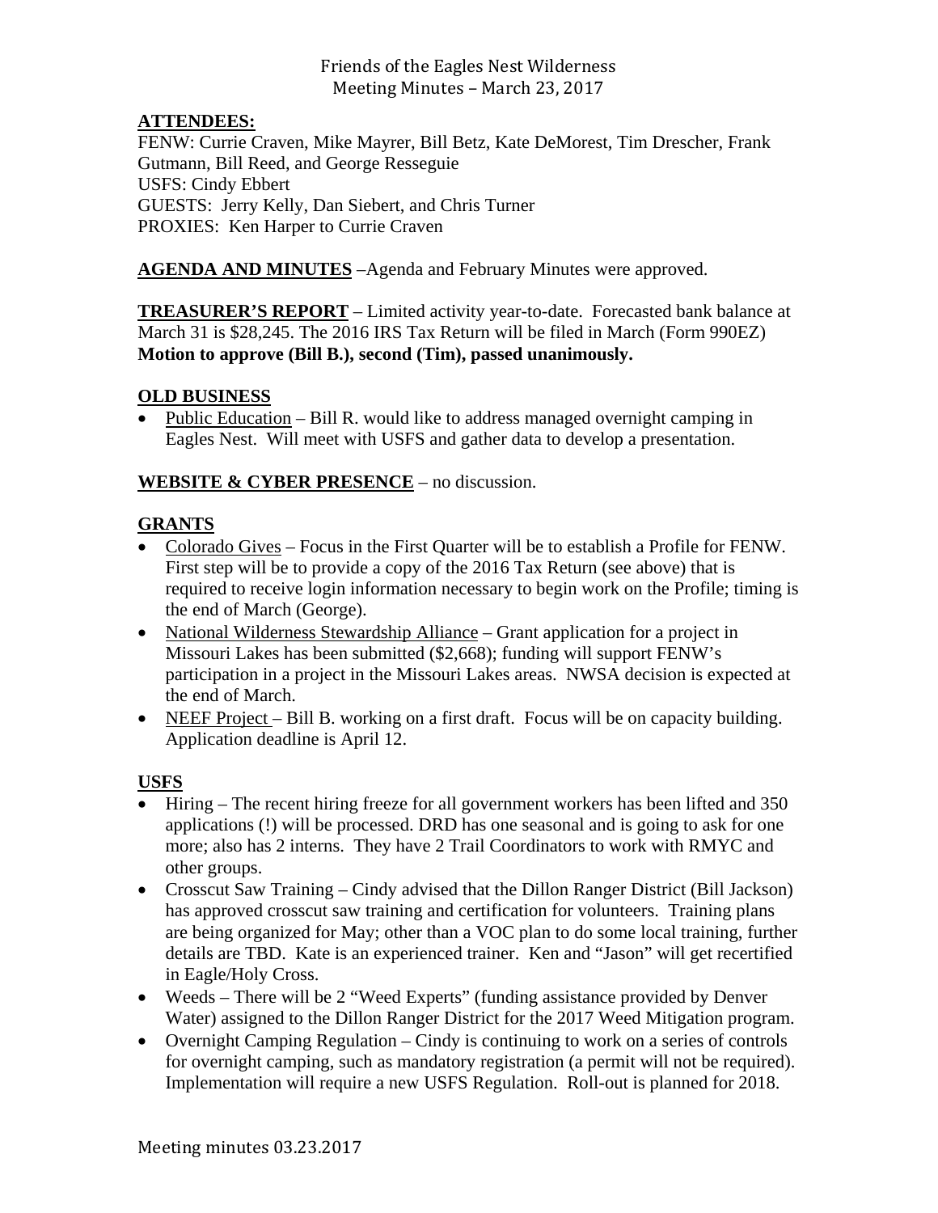Friends of the Eagles Nest Wilderness
Meeting Minutes – March 23, 2017

**ATTENDEES:**
FENW: Currie Craven, Mike Mayrer, Bill Betz, Kate DeMorest, Tim Drescher, Frank Gutmann, Bill Reed, and George Resseguie
USFS: Cindy Ebbert
GUESTS: Jerry Kelly, Dan Siebert, and Chris Turner
PROXIES: Ken Harper to Currie Craven

**AGENDA AND MINUTES** –Agenda and February Minutes were approved.

**TREASURER'S REPORT** – Limited activity year-to-date. Forecasted bank balance at March 31 is $28,245. The 2016 IRS Tax Return will be filed in March (Form 990EZ)
**Motion to approve (Bill B.), second (Tim), passed unanimously.**

**OLD BUSINESS**

- Public Education – Bill R. would like to address managed overnight camping in Eagles Nest. Will meet with USFS and gather data to develop a presentation.

**WEBSITE & CYBER PRESENCE** – no discussion.

**GRANTS**

- Colorado Gives – Focus in the First Quarter will be to establish a Profile for FENW. First step will be to provide a copy of the 2016 Tax Return (see above) that is required to receive login information necessary to begin work on the Profile; timing is the end of March (George).
- National Wilderness Stewardship Alliance – Grant application for a project in Missouri Lakes has been submitted ($2,668); funding will support FENW's participation in a project in the Missouri Lakes areas. NWSA decision is expected at the end of March.
- NEEF Project – Bill B. working on a first draft. Focus will be on capacity building. Application deadline is April 12.

**USFS**

- Hiring – The recent hiring freeze for all government workers has been lifted and 350 applications (!) will be processed. DRD has one seasonal and is going to ask for one more; also has 2 interns. They have 2 Trail Coordinators to work with RMYC and other groups.
- Crosscut Saw Training – Cindy advised that the Dillon Ranger District (Bill Jackson) has approved crosscut saw training and certification for volunteers. Training plans are being organized for May; other than a VOC plan to do some local training, further details are TBD. Kate is an experienced trainer. Ken and "Jason" will get recertified in Eagle/Holy Cross.
- Weeds – There will be 2 "Weed Experts" (funding assistance provided by Denver Water) assigned to the Dillon Ranger District for the 2017 Weed Mitigation program.
- Overnight Camping Regulation – Cindy is continuing to work on a series of controls for overnight camping, such as mandatory registration (a permit will not be required). Implementation will require a new USFS Regulation. Roll-out is planned for 2018.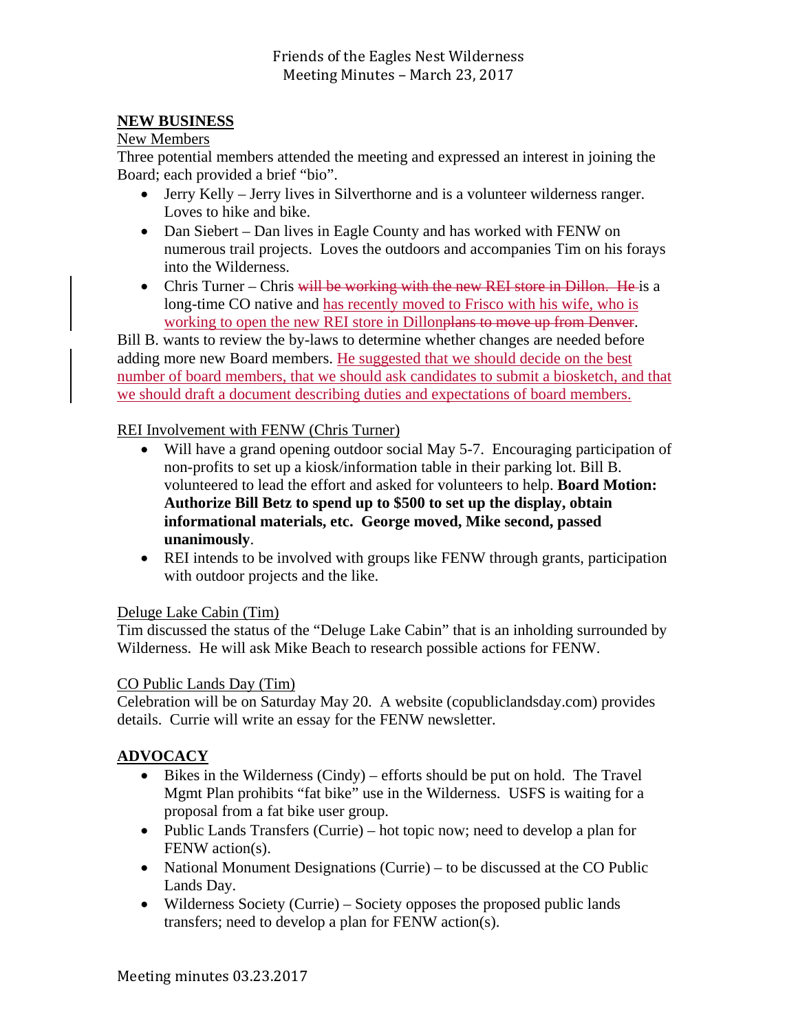Friends of the Eagles Nest Wilderness
Meeting Minutes – March 23, 2017

## NEW BUSINESS

New Members

Three potential members attended the meeting and expressed an interest in joining the Board; each provided a brief "bio".

- Jerry Kelly – Jerry lives in Silverthorne and is a volunteer wilderness ranger. Loves to hike and bike.
- Dan Siebert – Dan lives in Eagle County and has worked with FENW on numerous trail projects. Loves the outdoors and accompanies Tim on his forays into the Wilderness.
- Chris Turner – Chris ~~will be working with the new REI store in Dillon. He~~ is a long-time CO native and has recently moved to Frisco with his wife, who is working to open the new REI store in Dillon~~plans to move up from Denver~~.

Bill B. wants to review the by-laws to determine whether changes are needed before adding more new Board members. He suggested that we should decide on the best number of board members, that we should ask candidates to submit a biosketch, and that we should draft a document describing duties and expectations of board members.

REI Involvement with FENW (Chris Turner)

- Will have a grand opening outdoor social May 5-7. Encouraging participation of non-profits to set up a kiosk/information table in their parking lot. Bill B. volunteered to lead the effort and asked for volunteers to help. **Board Motion: Authorize Bill Betz to spend up to $500 to set up the display, obtain informational materials, etc. George moved, Mike second, passed unanimously**.
- REI intends to be involved with groups like FENW through grants, participation with outdoor projects and the like.

Deluge Lake Cabin (Tim)

Tim discussed the status of the "Deluge Lake Cabin" that is an inholding surrounded by Wilderness. He will ask Mike Beach to research possible actions for FENW.

CO Public Lands Day (Tim)

Celebration will be on Saturday May 20. A website (copubliclandsday.com) provides details. Currie will write an essay for the FENW newsletter.

## ADVOCACY

- Bikes in the Wilderness (Cindy) – efforts should be put on hold. The Travel Mgmt Plan prohibits "fat bike" use in the Wilderness. USFS is waiting for a proposal from a fat bike user group.
- Public Lands Transfers (Currie) – hot topic now; need to develop a plan for FENW action(s).
- National Monument Designations (Currie) – to be discussed at the CO Public Lands Day.
- Wilderness Society (Currie) – Society opposes the proposed public lands transfers; need to develop a plan for FENW action(s).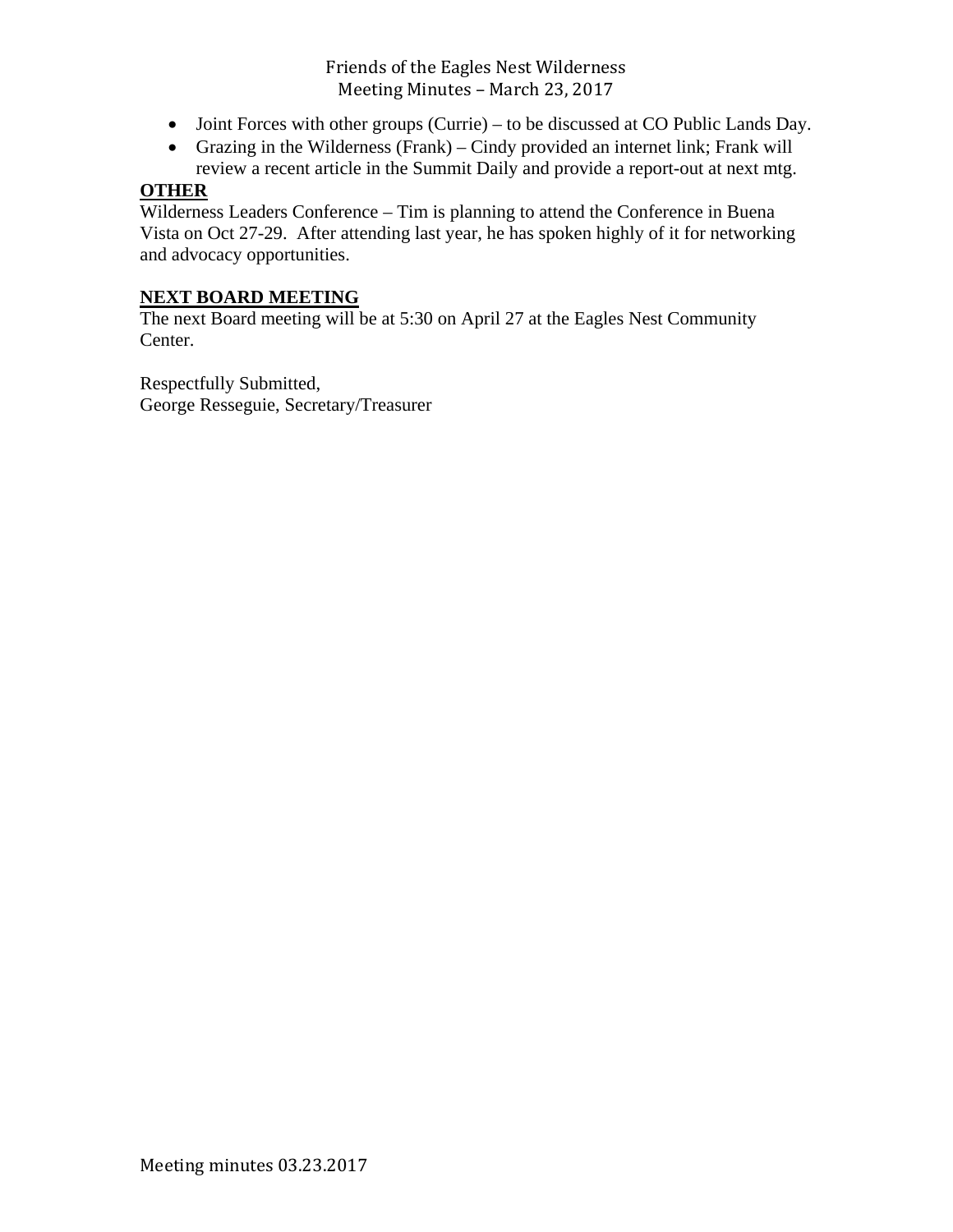- Joint Forces with other groups (Currie) – to be discussed at CO Public Lands Day.
- Grazing in the Wilderness (Frank) – Cindy provided an internet link; Frank will review a recent article in the Summit Daily and provide a report-out at next mtg.

**OTHER**

Wilderness Leaders Conference – Tim is planning to attend the Conference in Buena Vista on Oct 27-29. After attending last year, he has spoken highly of it for networking and advocacy opportunities.

**NEXT BOARD MEETING**

The next Board meeting will be at 5:30 on April 27 at the Eagles Nest Community Center.

Respectfully Submitted,
George Resseguie, Secretary/Treasurer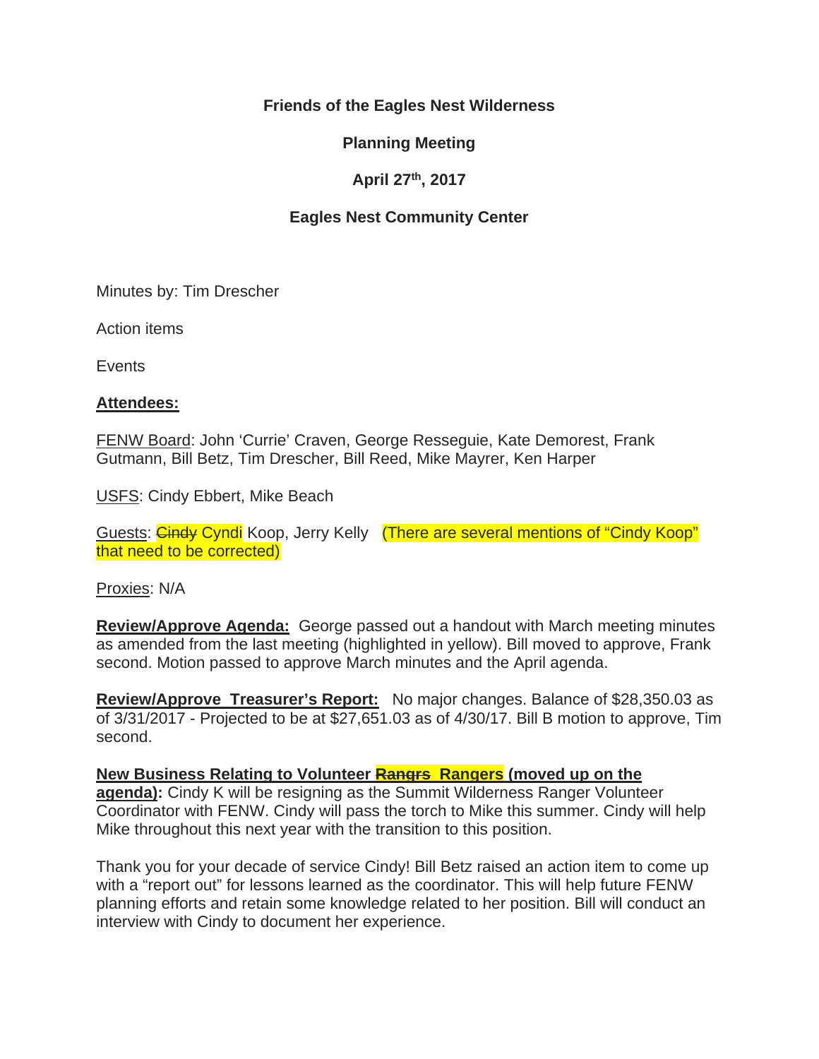**Friends of the Eagles Nest Wilderness**

**Planning Meeting**

**April 27th, 2017**

**Eagles Nest Community Center**

Minutes by: Tim Drescher

Action items

Events

**Attendees:**

FENW Board: John 'Currie' Craven, George Resseguie, Kate Demorest, Frank Gutmann, Bill Betz, Tim Drescher, Bill Reed, Mike Mayrer, Ken Harper

USFS: Cindy Ebbert, Mike Beach

Guests: ~~Cindy~~ Cyndi Koop, Jerry Kelly (There are several mentions of "Cindy Koop" that need to be corrected)

Proxies: N/A

**Review/Approve Agenda:** George passed out a handout with March meeting minutes as amended from the last meeting (highlighted in yellow). Bill moved to approve, Frank second. Motion passed to approve March minutes and the April agenda.

**Review/Approve Treasurer's Report:** No major changes. Balance of $28,350.03 as of 3/31/2017 - Projected to be at $27,651.03 as of 4/30/17. Bill B motion to approve, Tim second.

**New Business Relating to Volunteer ~~Rangrs~~ Rangers (moved up on the agenda):** Cindy K will be resigning as the Summit Wilderness Ranger Volunteer Coordinator with FENW. Cindy will pass the torch to Mike this summer. Cindy will help Mike throughout this next year with the transition to this position.

Thank you for your decade of service Cindy! Bill Betz raised an action item to come up with a "report out" for lessons learned as the coordinator. This will help future FENW planning efforts and retain some knowledge related to her position. Bill will conduct an interview with Cindy to document her experience.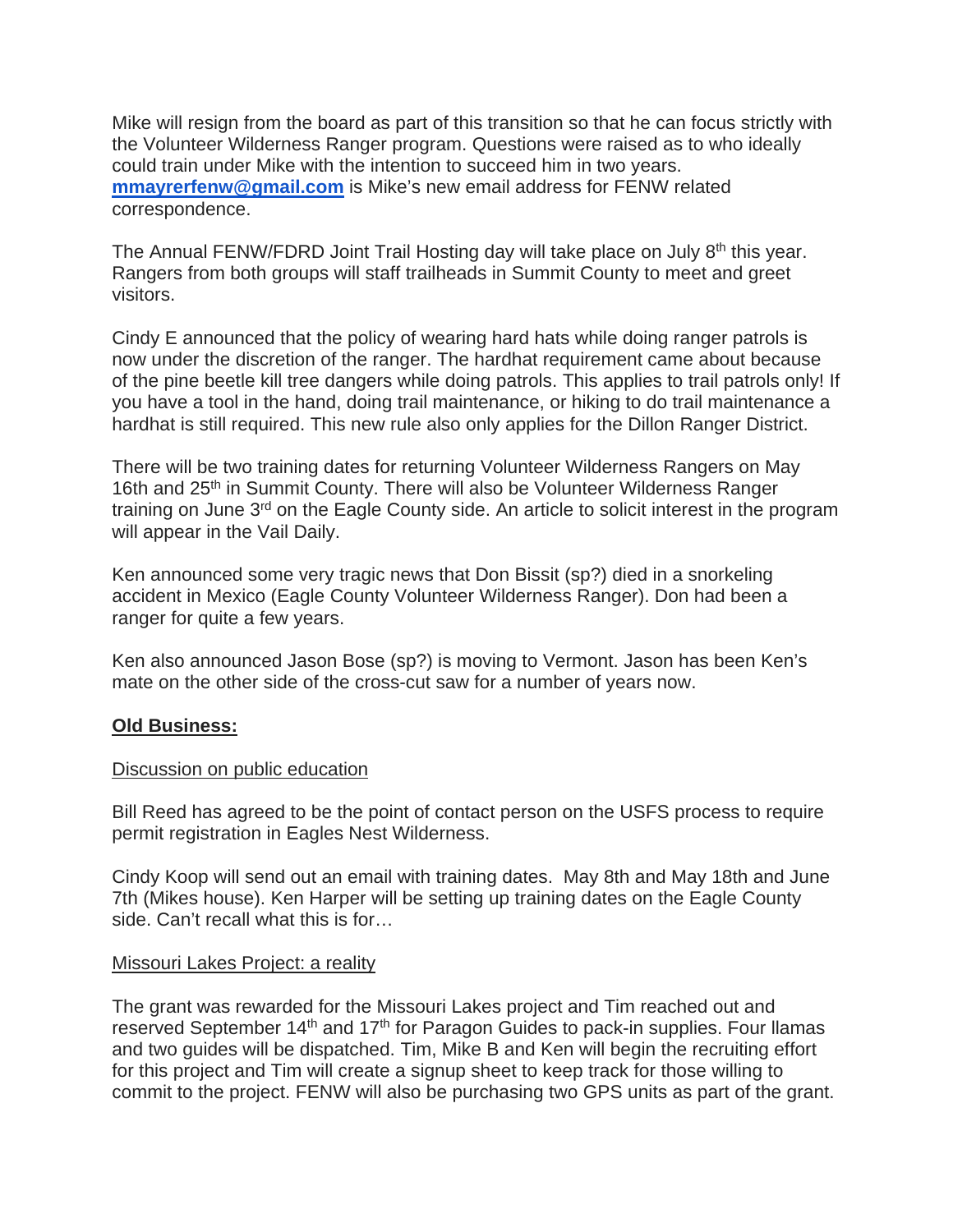Mike will resign from the board as part of this transition so that he can focus strictly with the Volunteer Wilderness Ranger program. Questions were raised as to who ideally could train under Mike with the intention to succeed him in two years. **mmayrerfenw@gmail.com** is Mike's new email address for FENW related correspondence.

The Annual FENW/FDRD Joint Trail Hosting day will take place on July 8th this year. Rangers from both groups will staff trailheads in Summit County to meet and greet visitors.

Cindy E announced that the policy of wearing hard hats while doing ranger patrols is now under the discretion of the ranger. The hardhat requirement came about because of the pine beetle kill tree dangers while doing patrols. This applies to trail patrols only! If you have a tool in the hand, doing trail maintenance, or hiking to do trail maintenance a hardhat is still required. This new rule also only applies for the Dillon Ranger District.

There will be two training dates for returning Volunteer Wilderness Rangers on May 16th and 25th in Summit County. There will also be Volunteer Wilderness Ranger training on June 3rd on the Eagle County side. An article to solicit interest in the program will appear in the Vail Daily.

Ken announced some very tragic news that Don Bissit (sp?) died in a snorkeling accident in Mexico (Eagle County Volunteer Wilderness Ranger). Don had been a ranger for quite a few years.

Ken also announced Jason Bose (sp?) is moving to Vermont. Jason has been Ken's mate on the other side of the cross-cut saw for a number of years now.

**Old Business:**

Discussion on public education

Bill Reed has agreed to be the point of contact person on the USFS process to require permit registration in Eagles Nest Wilderness.

Cindy Koop will send out an email with training dates. May 8th and May 18th and June 7th (Mikes house). Ken Harper will be setting up training dates on the Eagle County side. Can't recall what this is for…

Missouri Lakes Project: a reality

The grant was rewarded for the Missouri Lakes project and Tim reached out and reserved September 14th and 17th for Paragon Guides to pack-in supplies. Four llamas and two guides will be dispatched. Tim, Mike B and Ken will begin the recruiting effort for this project and Tim will create a signup sheet to keep track for those willing to commit to the project. FENW will also be purchasing two GPS units as part of the grant.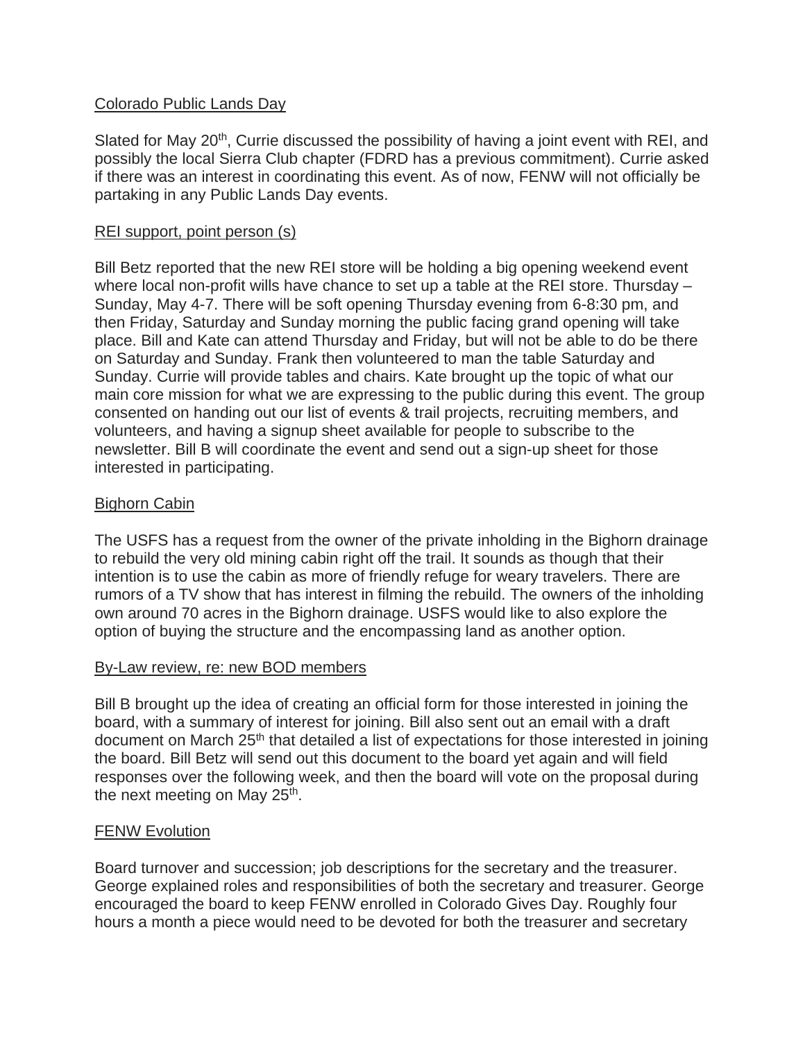Colorado Public Lands Day

Slated for May 20th, Currie discussed the possibility of having a joint event with REI, and possibly the local Sierra Club chapter (FDRD has a previous commitment). Currie asked if there was an interest in coordinating this event. As of now, FENW will not officially be partaking in any Public Lands Day events.

REI support, point person (s)

Bill Betz reported that the new REI store will be holding a big opening weekend event where local non-profit wills have chance to set up a table at the REI store. Thursday – Sunday, May 4-7. There will be soft opening Thursday evening from 6-8:30 pm, and then Friday, Saturday and Sunday morning the public facing grand opening will take place. Bill and Kate can attend Thursday and Friday, but will not be able to do be there on Saturday and Sunday. Frank then volunteered to man the table Saturday and Sunday. Currie will provide tables and chairs. Kate brought up the topic of what our main core mission for what we are expressing to the public during this event. The group consented on handing out our list of events & trail projects, recruiting members, and volunteers, and having a signup sheet available for people to subscribe to the newsletter. Bill B will coordinate the event and send out a sign-up sheet for those interested in participating.

Bighorn Cabin

The USFS has a request from the owner of the private inholding in the Bighorn drainage to rebuild the very old mining cabin right off the trail. It sounds as though that their intention is to use the cabin as more of friendly refuge for weary travelers. There are rumors of a TV show that has interest in filming the rebuild. The owners of the inholding own around 70 acres in the Bighorn drainage. USFS would like to also explore the option of buying the structure and the encompassing land as another option.

By-Law review, re: new BOD members

Bill B brought up the idea of creating an official form for those interested in joining the board, with a summary of interest for joining. Bill also sent out an email with a draft document on March 25th that detailed a list of expectations for those interested in joining the board. Bill Betz will send out this document to the board yet again and will field responses over the following week, and then the board will vote on the proposal during the next meeting on May 25th.

FENW Evolution

Board turnover and succession; job descriptions for the secretary and the treasurer. George explained roles and responsibilities of both the secretary and treasurer. George encouraged the board to keep FENW enrolled in Colorado Gives Day. Roughly four hours a month a piece would need to be devoted for both the treasurer and secretary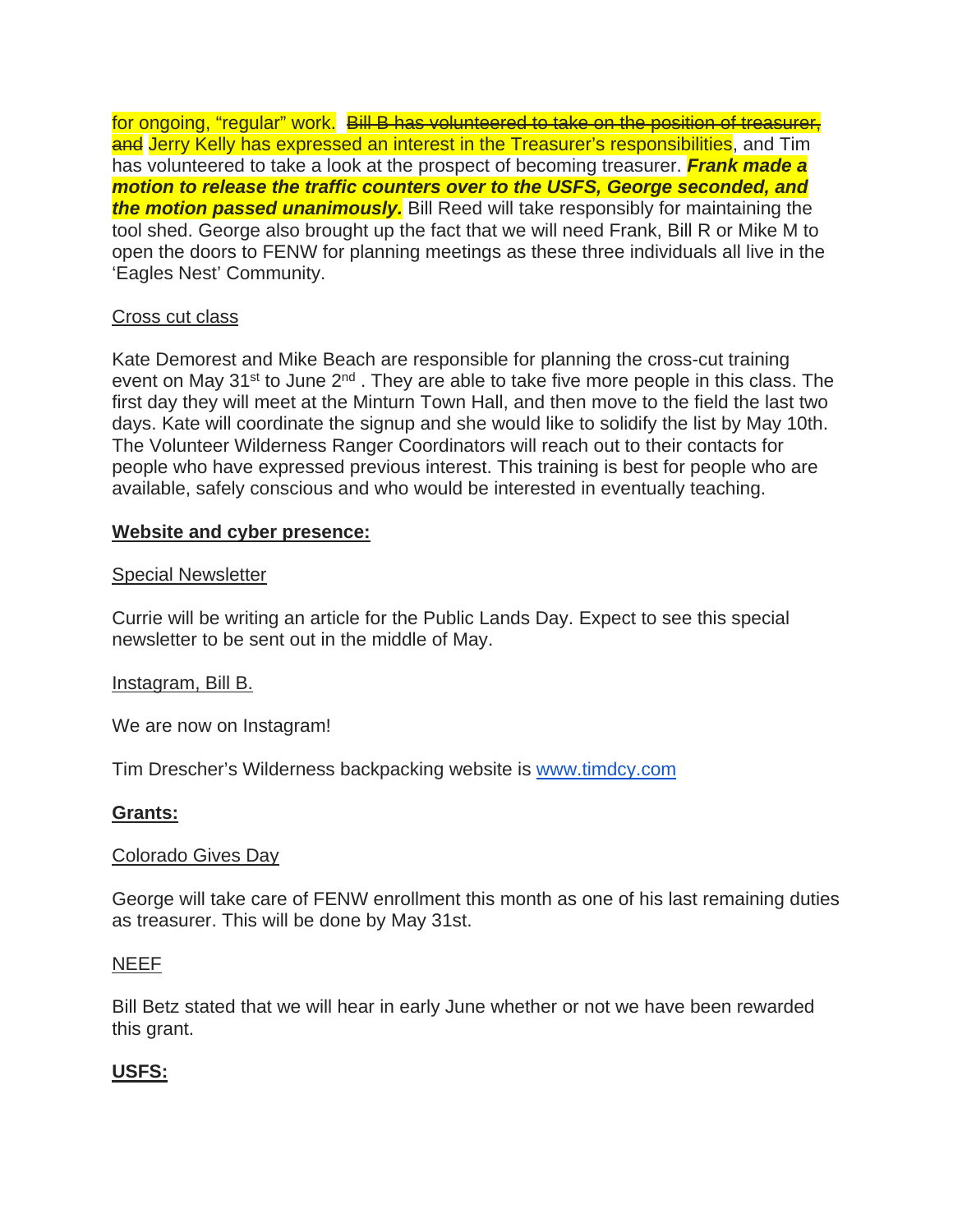for ongoing, "regular" work. ~~Bill B has volunteered to take on the position of treasurer, and~~ Jerry Kelly has expressed an interest in the Treasurer's responsibilities, and Tim has volunteered to take a look at the prospect of becoming treasurer. ***Frank made a motion to release the traffic counters over to the USFS, George seconded, and the motion passed unanimously.*** Bill Reed will take responsibly for maintaining the tool shed. George also brought up the fact that we will need Frank, Bill R or Mike M to open the doors to FENW for planning meetings as these three individuals all live in the 'Eagles Nest' Community.

<u>Cross cut class</u>

Kate Demorest and Mike Beach are responsible for planning the cross-cut training event on May 31st to June 2nd . They are able to take five more people in this class. The first day they will meet at the Minturn Town Hall, and then move to the field the last two days. Kate will coordinate the signup and she would like to solidify the list by May 10th. The Volunteer Wilderness Ranger Coordinators will reach out to their contacts for people who have expressed previous interest. This training is best for people who are available, safely conscious and who would be interested in eventually teaching.

**<u>Website and cyber presence:</u>**

<u>Special Newsletter</u>

Currie will be writing an article for the Public Lands Day. Expect to see this special newsletter to be sent out in the middle of May.

<u>Instagram, Bill B.</u>

We are now on Instagram!

Tim Drescher's Wilderness backpacking website is [www.timdcy.com](http://www.timdcy.com)

**<u>Grants:</u>**

<u>Colorado Gives Day</u>

George will take care of FENW enrollment this month as one of his last remaining duties as treasurer. This will be done by May 31st.

<u>NEEF</u>

Bill Betz stated that we will hear in early June whether or not we have been rewarded this grant.

**<u>USFS:</u>**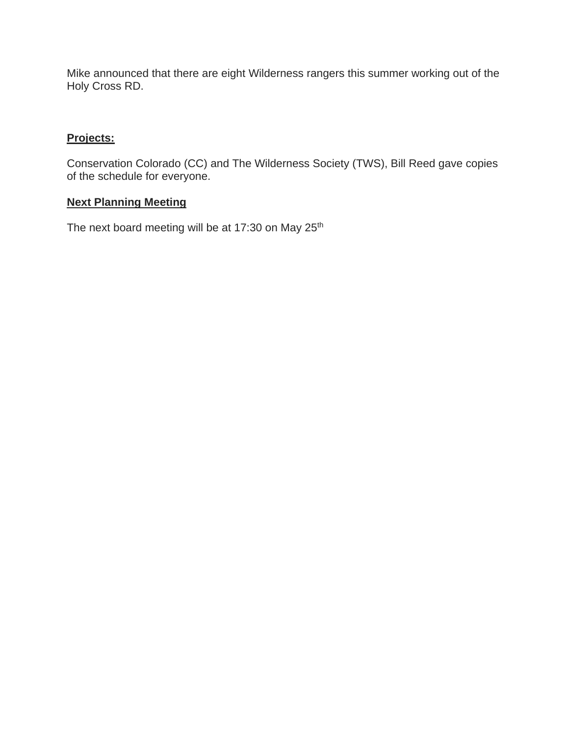Mike announced that there are eight Wilderness rangers this summer working out of the Holy Cross RD.

**Projects:**

Conservation Colorado (CC) and The Wilderness Society (TWS), Bill Reed gave copies of the schedule for everyone.

**Next Planning Meeting**

The next board meeting will be at 17:30 on May 25th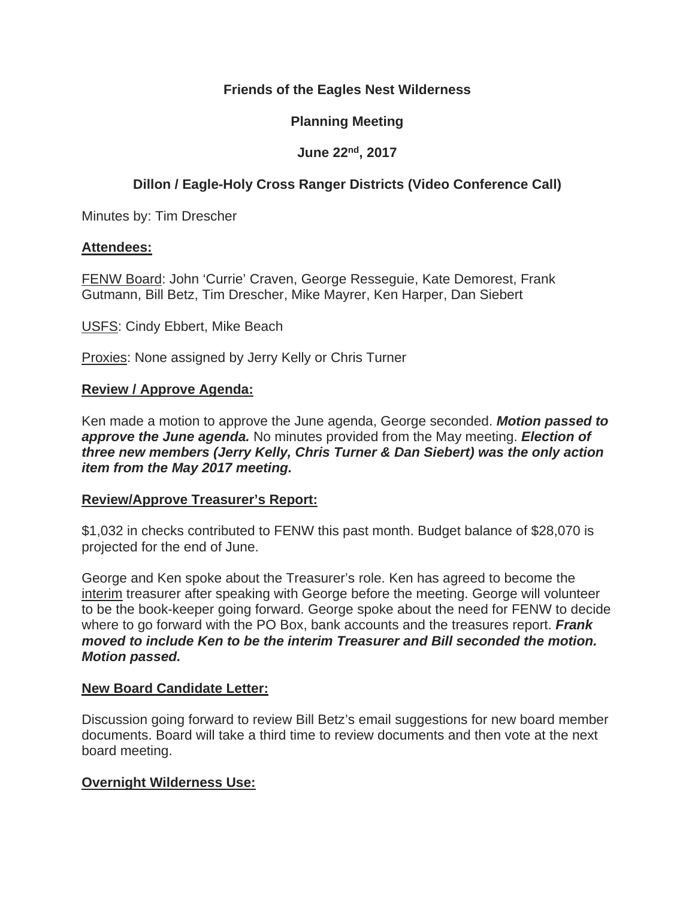**Friends of the Eagles Nest Wilderness**

**Planning Meeting**

**June 22nd, 2017**

**Dillon / Eagle-Holy Cross Ranger Districts (Video Conference Call)**

Minutes by: Tim Drescher

**Attendees:**

FENW Board: John 'Currie' Craven, George Resseguie, Kate Demorest, Frank Gutmann, Bill Betz, Tim Drescher, Mike Mayrer, Ken Harper, Dan Siebert

USFS: Cindy Ebbert, Mike Beach

Proxies: None assigned by Jerry Kelly or Chris Turner

**Review / Approve Agenda:**

Ken made a motion to approve the June agenda, George seconded. ***Motion passed to approve the June agenda.*** No minutes provided from the May meeting. ***Election of three new members (Jerry Kelly, Chris Turner & Dan Siebert) was the only action item from the May 2017 meeting.***

**Review/Approve Treasurer's Report:**

$1,032 in checks contributed to FENW this past month. Budget balance of $28,070 is projected for the end of June.

George and Ken spoke about the Treasurer's role. Ken has agreed to become the interim treasurer after speaking with George before the meeting. George will volunteer to be the book-keeper going forward. George spoke about the need for FENW to decide where to go forward with the PO Box, bank accounts and the treasures report. ***Frank moved to include Ken to be the interim Treasurer and Bill seconded the motion. Motion passed.***

**New Board Candidate Letter:**

Discussion going forward to review Bill Betz's email suggestions for new board member documents. Board will take a third time to review documents and then vote at the next board meeting.

**Overnight Wilderness Use:**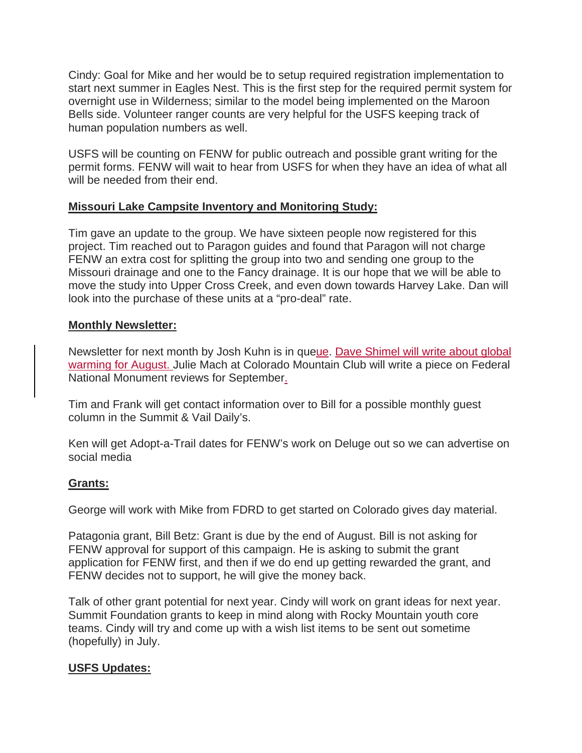Cindy: Goal for Mike and her would be to setup required registration implementation to start next summer in Eagles Nest. This is the first step for the required permit system for overnight use in Wilderness; similar to the model being implemented on the Maroon Bells side. Volunteer ranger counts are very helpful for the USFS keeping track of human population numbers as well.

USFS will be counting on FENW for public outreach and possible grant writing for the permit forms. FENW will wait to hear from USFS for when they have an idea of what all will be needed from their end.

**Missouri Lake Campsite Inventory and Monitoring Study:**

Tim gave an update to the group. We have sixteen people now registered for this project. Tim reached out to Paragon guides and found that Paragon will not charge FENW an extra cost for splitting the group into two and sending one group to the Missouri drainage and one to the Fancy drainage. It is our hope that we will be able to move the study into Upper Cross Creek, and even down towards Harvey Lake. Dan will look into the purchase of these units at a "pro-deal" rate.

**Monthly Newsletter:**

Newsletter for next month by Josh Kuhn is in queue. Dave Shimel will write about global warming for August. Julie Mach at Colorado Mountain Club will write a piece on Federal National Monument reviews for September.

Tim and Frank will get contact information over to Bill for a possible monthly guest column in the Summit & Vail Daily's.

Ken will get Adopt-a-Trail dates for FENW's work on Deluge out so we can advertise on social media

**Grants:**

George will work with Mike from FDRD to get started on Colorado gives day material.

Patagonia grant, Bill Betz: Grant is due by the end of August. Bill is not asking for FENW approval for support of this campaign. He is asking to submit the grant application for FENW first, and then if we do end up getting rewarded the grant, and FENW decides not to support, he will give the money back.

Talk of other grant potential for next year. Cindy will work on grant ideas for next year. Summit Foundation grants to keep in mind along with Rocky Mountain youth core teams. Cindy will try and come up with a wish list items to be sent out sometime (hopefully) in July.

**USFS Updates:**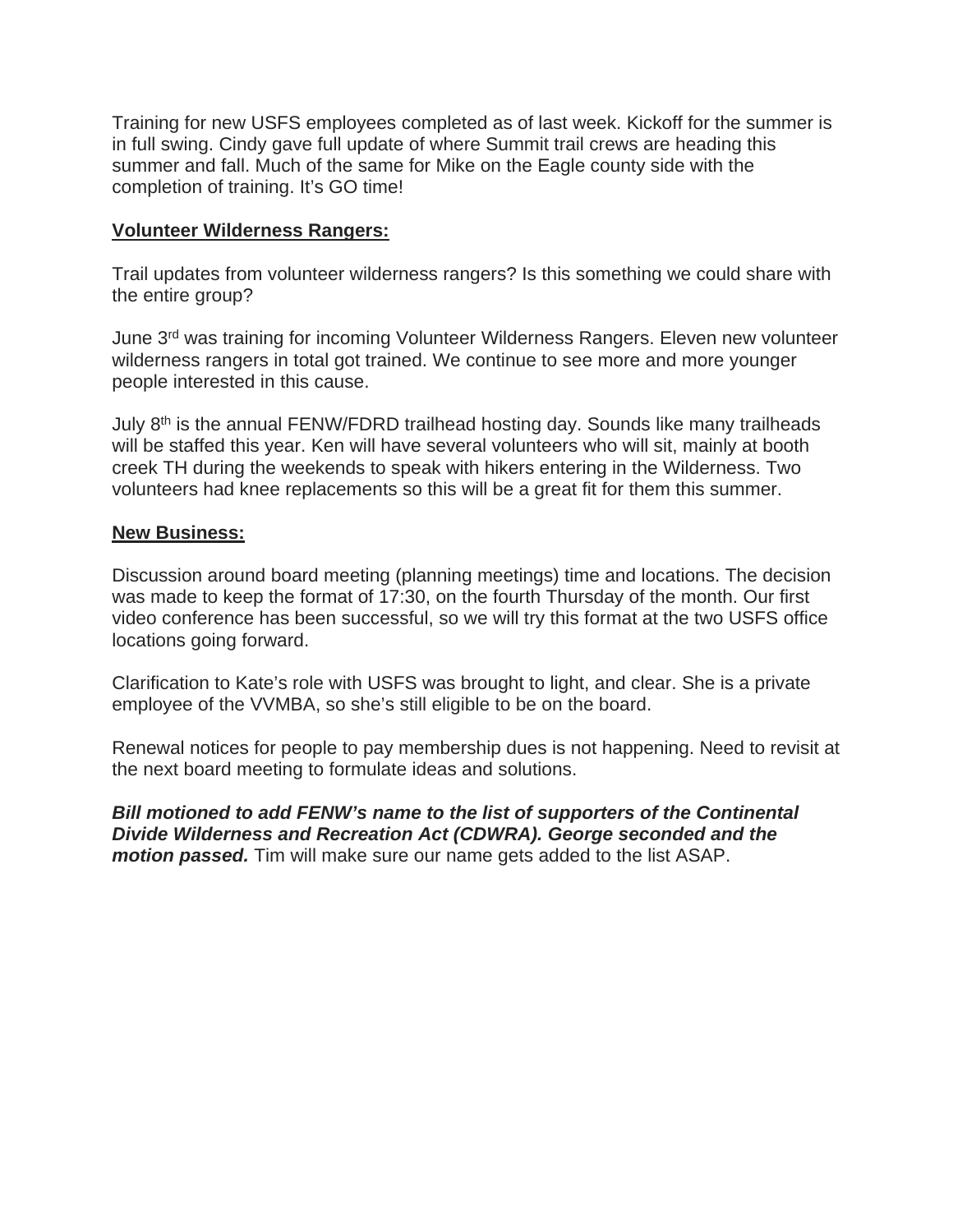Training for new USFS employees completed as of last week. Kickoff for the summer is in full swing. Cindy gave full update of where Summit trail crews are heading this summer and fall. Much of the same for Mike on the Eagle county side with the completion of training. It's GO time!

**Volunteer Wilderness Rangers:**

Trail updates from volunteer wilderness rangers? Is this something we could share with the entire group?

June 3rd was training for incoming Volunteer Wilderness Rangers. Eleven new volunteer wilderness rangers in total got trained. We continue to see more and more younger people interested in this cause.

July 8th is the annual FENW/FDRD trailhead hosting day. Sounds like many trailheads will be staffed this year. Ken will have several volunteers who will sit, mainly at booth creek TH during the weekends to speak with hikers entering in the Wilderness. Two volunteers had knee replacements so this will be a great fit for them this summer.

**New Business:**

Discussion around board meeting (planning meetings) time and locations. The decision was made to keep the format of 17:30, on the fourth Thursday of the month. Our first video conference has been successful, so we will try this format at the two USFS office locations going forward.

Clarification to Kate's role with USFS was brought to light, and clear. She is a private employee of the VVMBA, so she's still eligible to be on the board.

Renewal notices for people to pay membership dues is not happening. Need to revisit at the next board meeting to formulate ideas and solutions.

***Bill motioned to add FENW's name to the list of supporters of the Continental Divide Wilderness and Recreation Act (CDWRA). George seconded and the motion passed.*** Tim will make sure our name gets added to the list ASAP.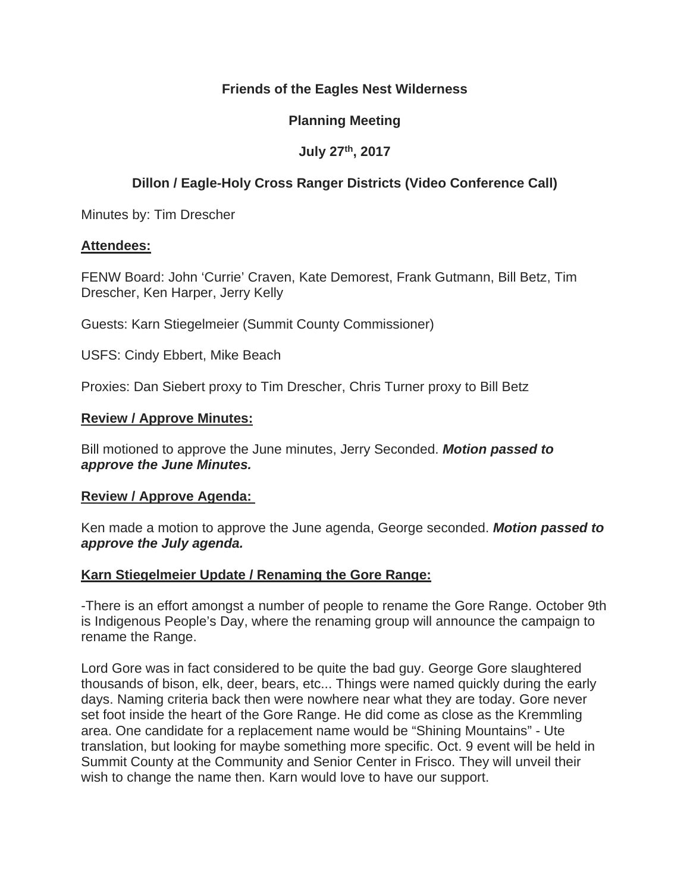**Friends of the Eagles Nest Wilderness**

**Planning Meeting**

**July 27th, 2017**

**Dillon / Eagle-Holy Cross Ranger Districts (Video Conference Call)**

Minutes by: Tim Drescher

**Attendees:**

FENW Board: John 'Currie' Craven, Kate Demorest, Frank Gutmann, Bill Betz, Tim Drescher, Ken Harper, Jerry Kelly

Guests: Karn Stiegelmeier (Summit County Commissioner)

USFS: Cindy Ebbert, Mike Beach

Proxies: Dan Siebert proxy to Tim Drescher, Chris Turner proxy to Bill Betz

**Review / Approve Minutes:**

Bill motioned to approve the June minutes, Jerry Seconded. ***Motion passed to approve the June Minutes.***

**Review / Approve Agenda:**

Ken made a motion to approve the June agenda, George seconded. ***Motion passed to approve the July agenda.***

**Karn Stiegelmeier Update / Renaming the Gore Range:**

-There is an effort amongst a number of people to rename the Gore Range. October 9th is Indigenous People's Day, where the renaming group will announce the campaign to rename the Range.

Lord Gore was in fact considered to be quite the bad guy. George Gore slaughtered thousands of bison, elk, deer, bears, etc... Things were named quickly during the early days. Naming criteria back then were nowhere near what they are today. Gore never set foot inside the heart of the Gore Range. He did come as close as the Kremmling area. One candidate for a replacement name would be "Shining Mountains" - Ute translation, but looking for maybe something more specific. Oct. 9 event will be held in Summit County at the Community and Senior Center in Frisco. They will unveil their wish to change the name then. Karn would love to have our support.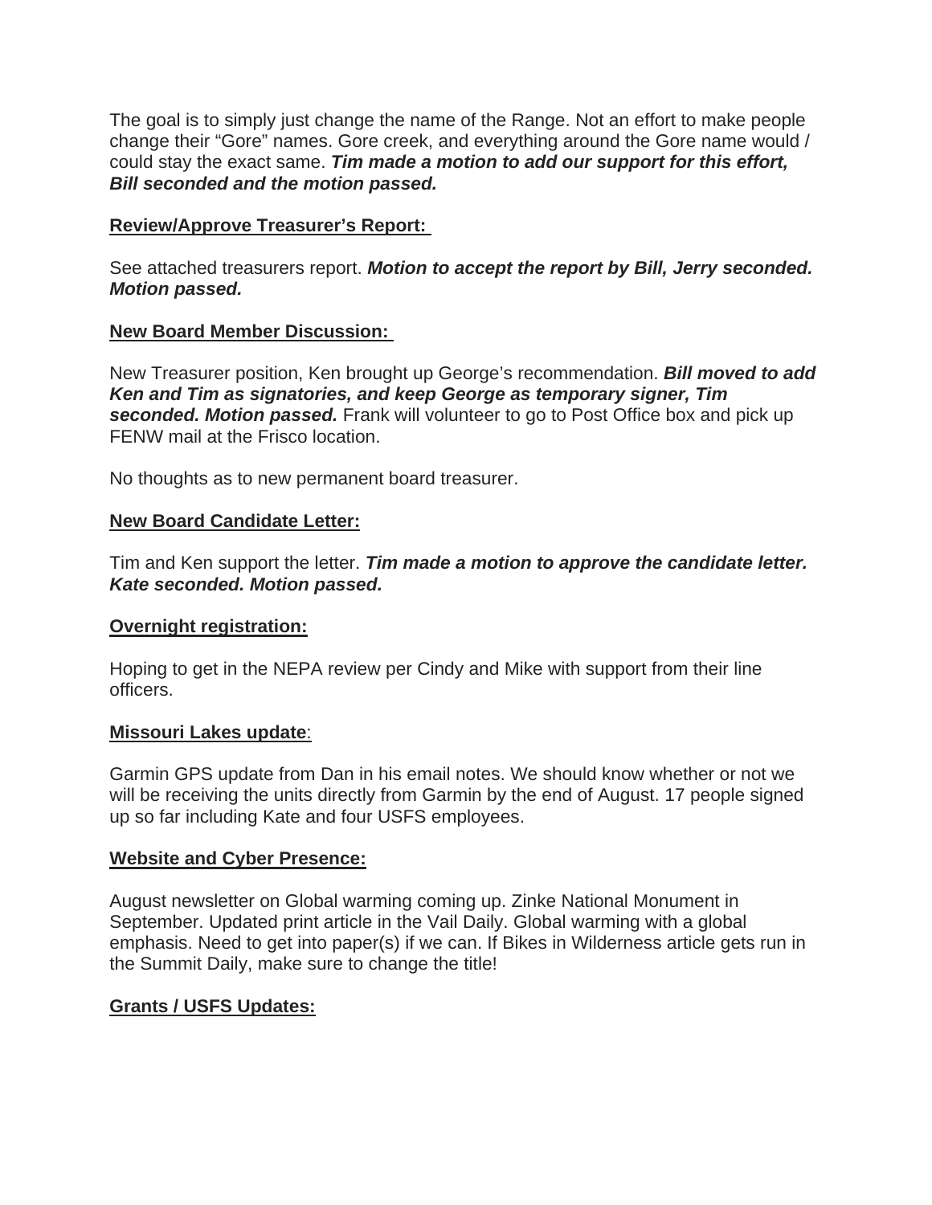The goal is to simply just change the name of the Range. Not an effort to make people change their "Gore" names. Gore creek, and everything around the Gore name would / could stay the exact same. ***Tim made a motion to add our support for this effort, Bill seconded and the motion passed.***

**Review/Approve Treasurer's Report:**

See attached treasurers report. ***Motion to accept the report by Bill, Jerry seconded. Motion passed.***

**New Board Member Discussion:**

New Treasurer position, Ken brought up George's recommendation. ***Bill moved to add Ken and Tim as signatories, and keep George as temporary signer, Tim seconded. Motion passed.*** Frank will volunteer to go to Post Office box and pick up FENW mail at the Frisco location.

No thoughts as to new permanent board treasurer.

**New Board Candidate Letter:**

Tim and Ken support the letter. ***Tim made a motion to approve the candidate letter. Kate seconded. Motion passed.***

**Overnight registration:**

Hoping to get in the NEPA review per Cindy and Mike with support from their line officers.

**Missouri Lakes update**:

Garmin GPS update from Dan in his email notes. We should know whether or not we will be receiving the units directly from Garmin by the end of August. 17 people signed up so far including Kate and four USFS employees.

**Website and Cyber Presence:**

August newsletter on Global warming coming up. Zinke National Monument in September. Updated print article in the Vail Daily. Global warming with a global emphasis. Need to get into paper(s) if we can. If Bikes in Wilderness article gets run in the Summit Daily, make sure to change the title!

**Grants / USFS Updates:**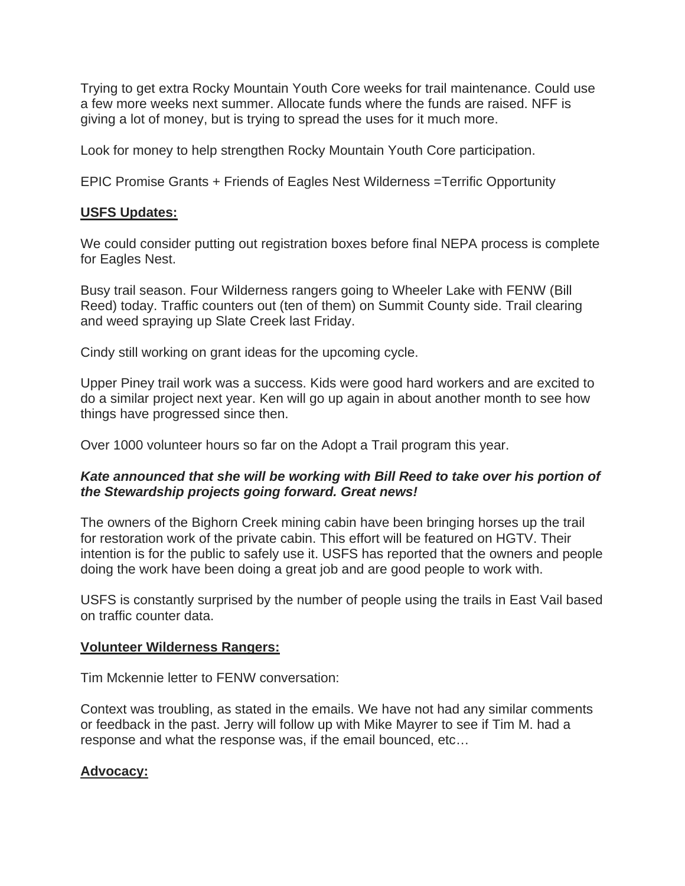Trying to get extra Rocky Mountain Youth Core weeks for trail maintenance. Could use a few more weeks next summer. Allocate funds where the funds are raised. NFF is giving a lot of money, but is trying to spread the uses for it much more.

Look for money to help strengthen Rocky Mountain Youth Core participation.

EPIC Promise Grants + Friends of Eagles Nest Wilderness =Terrific Opportunity

**USFS Updates:**

We could consider putting out registration boxes before final NEPA process is complete for Eagles Nest.

Busy trail season. Four Wilderness rangers going to Wheeler Lake with FENW (Bill Reed) today. Traffic counters out (ten of them) on Summit County side. Trail clearing and weed spraying up Slate Creek last Friday.

Cindy still working on grant ideas for the upcoming cycle.

Upper Piney trail work was a success. Kids were good hard workers and are excited to do a similar project next year. Ken will go up again in about another month to see how things have progressed since then.

Over 1000 volunteer hours so far on the Adopt a Trail program this year.

***Kate announced that she will be working with Bill Reed to take over his portion of the Stewardship projects going forward. Great news!***

The owners of the Bighorn Creek mining cabin have been bringing horses up the trail for restoration work of the private cabin. This effort will be featured on HGTV. Their intention is for the public to safely use it. USFS has reported that the owners and people doing the work have been doing a great job and are good people to work with.

USFS is constantly surprised by the number of people using the trails in East Vail based on traffic counter data.

**Volunteer Wilderness Rangers:**

Tim Mckennie letter to FENW conversation:

Context was troubling, as stated in the emails. We have not had any similar comments or feedback in the past. Jerry will follow up with Mike Mayrer to see if Tim M. had a response and what the response was, if the email bounced, etc…

**Advocacy:**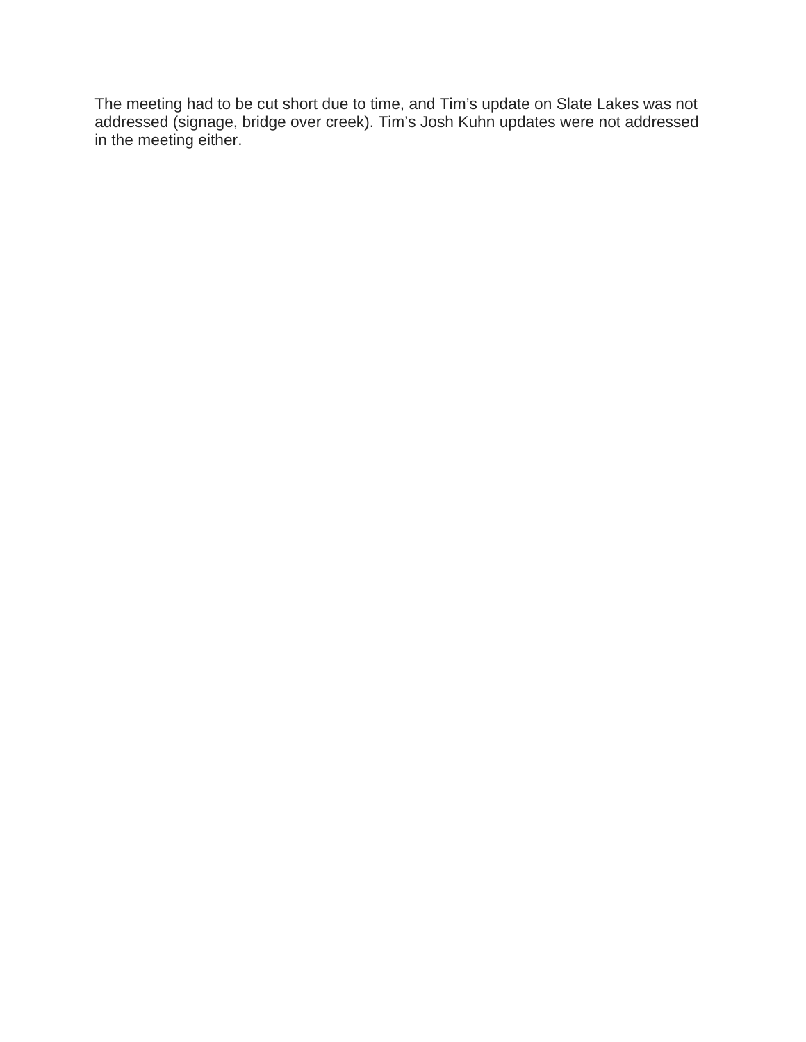The meeting had to be cut short due to time, and Tim's update on Slate Lakes was not addressed (signage, bridge over creek). Tim's Josh Kuhn updates were not addressed in the meeting either.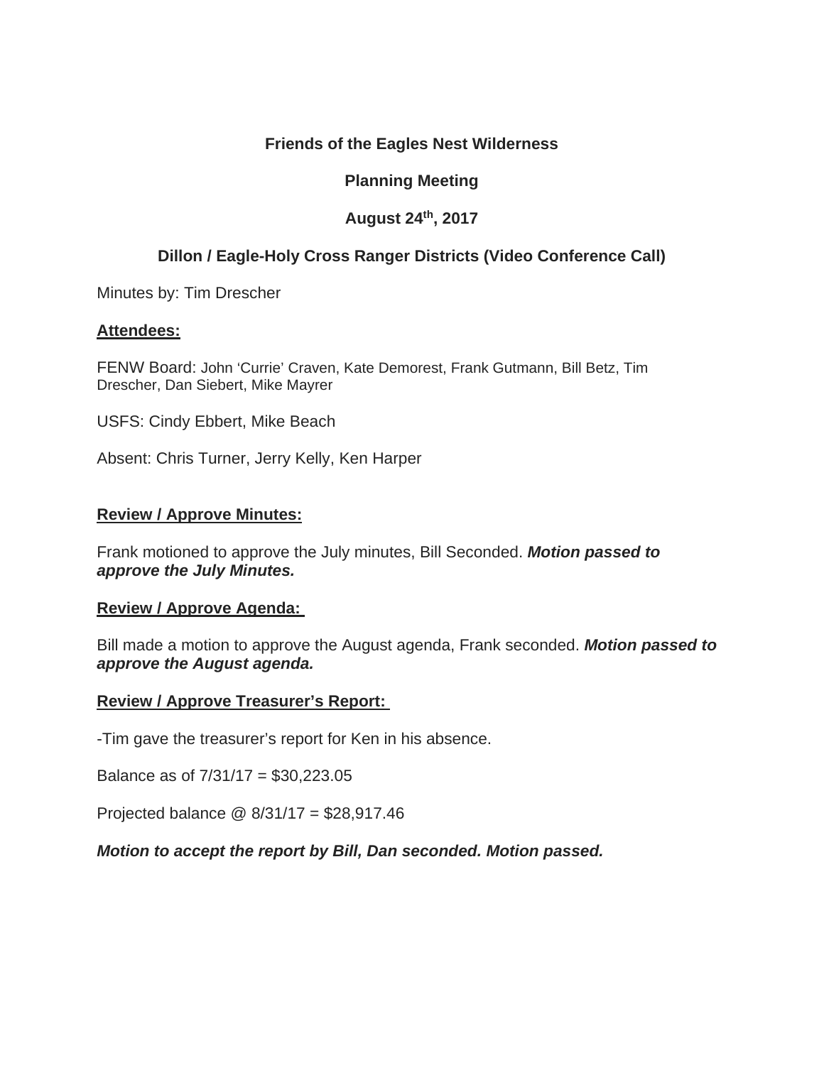**Friends of the Eagles Nest Wilderness**

**Planning Meeting**

**August 24th, 2017**

**Dillon / Eagle-Holy Cross Ranger Districts (Video Conference Call)**

Minutes by: Tim Drescher

**Attendees:**

FENW Board: John 'Currie' Craven, Kate Demorest, Frank Gutmann, Bill Betz, Tim Drescher, Dan Siebert, Mike Mayrer

USFS: Cindy Ebbert, Mike Beach

Absent: Chris Turner, Jerry Kelly, Ken Harper

**Review / Approve Minutes:**

Frank motioned to approve the July minutes, Bill Seconded. ***Motion passed to approve the July Minutes.***

**Review / Approve Agenda:**

Bill made a motion to approve the August agenda, Frank seconded. ***Motion passed to approve the August agenda.***

**Review / Approve Treasurer's Report:**

-Tim gave the treasurer's report for Ken in his absence.

Balance as of 7/31/17 = $30,223.05

Projected balance @ 8/31/17 = $28,917.46

***Motion to accept the report by Bill, Dan seconded. Motion passed.***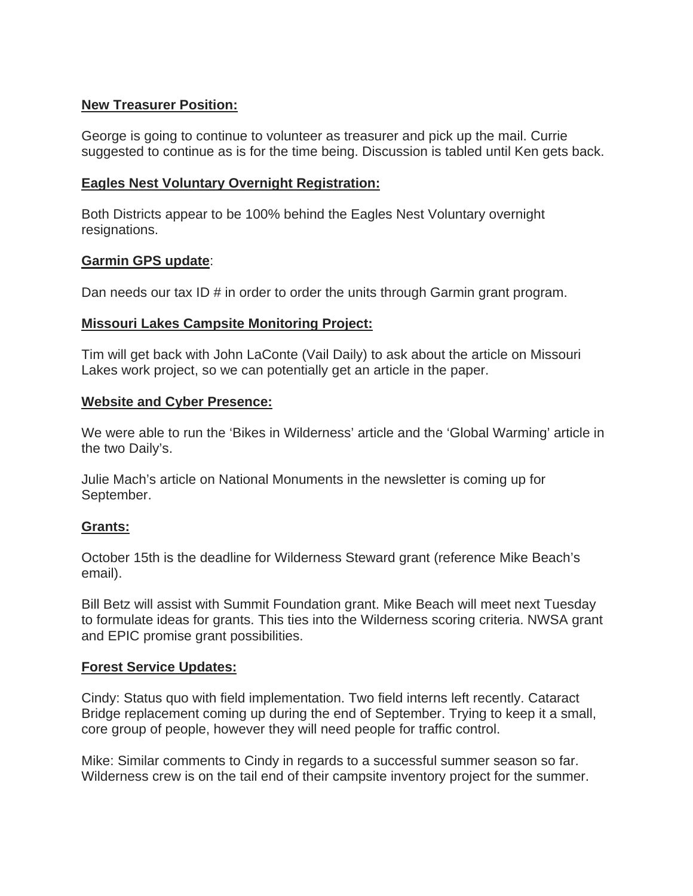**New Treasurer Position:**

George is going to continue to volunteer as treasurer and pick up the mail. Currie suggested to continue as is for the time being. Discussion is tabled until Ken gets back.

**Eagles Nest Voluntary Overnight Registration:**

Both Districts appear to be 100% behind the Eagles Nest Voluntary overnight resignations.

**Garmin GPS update**:

Dan needs our tax ID # in order to order the units through Garmin grant program.

**Missouri Lakes Campsite Monitoring Project:**

Tim will get back with John LaConte (Vail Daily) to ask about the article on Missouri Lakes work project, so we can potentially get an article in the paper.

**Website and Cyber Presence:**

We were able to run the 'Bikes in Wilderness' article and the 'Global Warming' article in the two Daily's.

Julie Mach's article on National Monuments in the newsletter is coming up for September.

**Grants:**

October 15th is the deadline for Wilderness Steward grant (reference Mike Beach's email).

Bill Betz will assist with Summit Foundation grant. Mike Beach will meet next Tuesday to formulate ideas for grants. This ties into the Wilderness scoring criteria. NWSA grant and EPIC promise grant possibilities.

**Forest Service Updates:**

Cindy: Status quo with field implementation. Two field interns left recently. Cataract Bridge replacement coming up during the end of September. Trying to keep it a small, core group of people, however they will need people for traffic control.

Mike: Similar comments to Cindy in regards to a successful summer season so far. Wilderness crew is on the tail end of their campsite inventory project for the summer.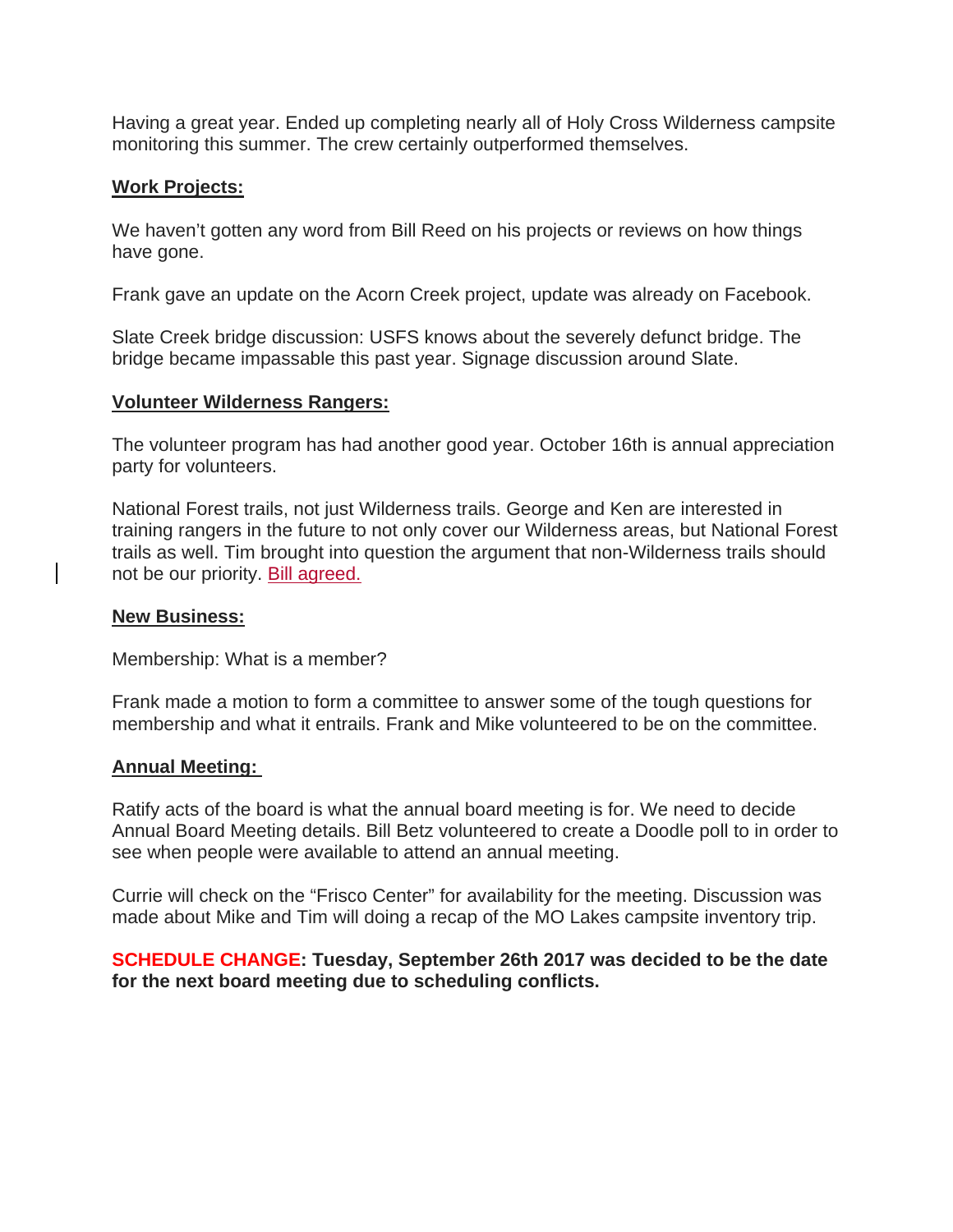Having a great year. Ended up completing nearly all of Holy Cross Wilderness campsite monitoring this summer. The crew certainly outperformed themselves.

**Work Projects:**

We haven't gotten any word from Bill Reed on his projects or reviews on how things have gone.

Frank gave an update on the Acorn Creek project, update was already on Facebook.

Slate Creek bridge discussion: USFS knows about the severely defunct bridge. The bridge became impassable this past year. Signage discussion around Slate.

**Volunteer Wilderness Rangers:**

The volunteer program has had another good year. October 16th is annual appreciation party for volunteers.

National Forest trails, not just Wilderness trails. George and Ken are interested in training rangers in the future to not only cover our Wilderness areas, but National Forest trails as well. Tim brought into question the argument that non-Wilderness trails should not be our priority. Bill agreed.

**New Business:**

Membership: What is a member?

Frank made a motion to form a committee to answer some of the tough questions for membership and what it entrails. Frank and Mike volunteered to be on the committee.

**Annual Meeting:**

Ratify acts of the board is what the annual board meeting is for. We need to decide Annual Board Meeting details. Bill Betz volunteered to create a Doodle poll to in order to see when people were available to attend an annual meeting.

Currie will check on the "Frisco Center" for availability for the meeting. Discussion was made about Mike and Tim will doing a recap of the MO Lakes campsite inventory trip.

**SCHEDULE CHANGE: Tuesday, September 26th 2017 was decided to be the date for the next board meeting due to scheduling conflicts.**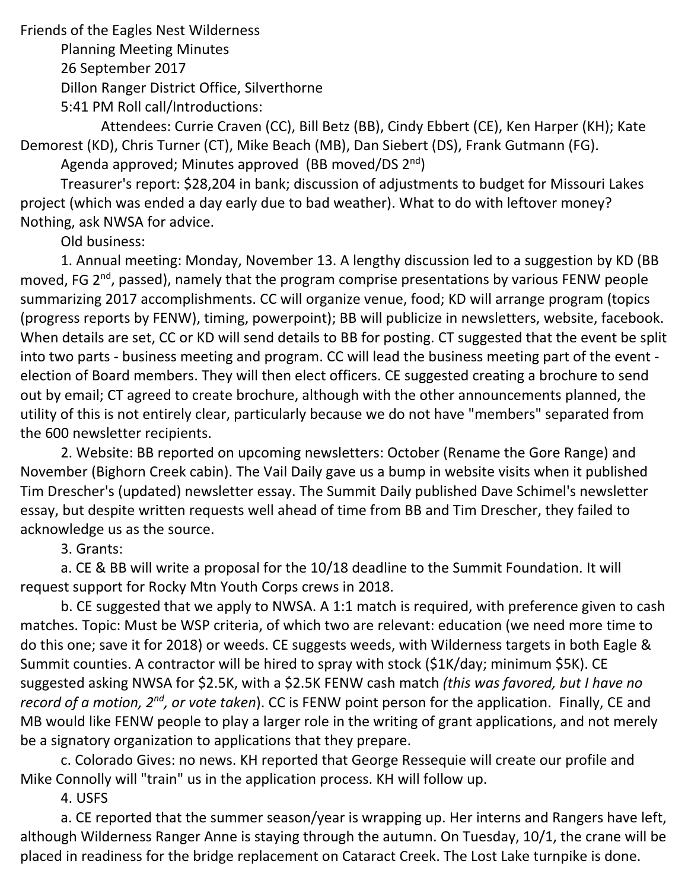Friends of the Eagles Nest Wilderness

Planning Meeting Minutes

26 September 2017

Dillon Ranger District Office, Silverthorne

5:41 PM Roll call/Introductions:

Attendees: Currie Craven (CC), Bill Betz (BB), Cindy Ebbert (CE), Ken Harper (KH); Kate Demorest (KD), Chris Turner (CT), Mike Beach (MB), Dan Siebert (DS), Frank Gutmann (FG).

Agenda approved; Minutes approved (BB moved/DS 2nd)

Treasurer's report: $28,204 in bank; discussion of adjustments to budget for Missouri Lakes project (which was ended a day early due to bad weather). What to do with leftover money? Nothing, ask NWSA for advice.

Old business:

1. Annual meeting: Monday, November 13. A lengthy discussion led to a suggestion by KD (BB moved, FG 2nd, passed), namely that the program comprise presentations by various FENW people summarizing 2017 accomplishments. CC will organize venue, food; KD will arrange program (topics (progress reports by FENW), timing, powerpoint); BB will publicize in newsletters, website, facebook. When details are set, CC or KD will send details to BB for posting. CT suggested that the event be split into two parts - business meeting and program. CC will lead the business meeting part of the event - election of Board members. They will then elect officers. CE suggested creating a brochure to send out by email; CT agreed to create brochure, although with the other announcements planned, the utility of this is not entirely clear, particularly because we do not have "members" separated from the 600 newsletter recipients.

2. Website: BB reported on upcoming newsletters: October (Rename the Gore Range) and November (Bighorn Creek cabin). The Vail Daily gave us a bump in website visits when it published Tim Drescher's (updated) newsletter essay. The Summit Daily published Dave Schimel's newsletter essay, but despite written requests well ahead of time from BB and Tim Drescher, they failed to acknowledge us as the source.

3. Grants:

a. CE & BB will write a proposal for the 10/18 deadline to the Summit Foundation. It will request support for Rocky Mtn Youth Corps crews in 2018.

b. CE suggested that we apply to NWSA. A 1:1 match is required, with preference given to cash matches. Topic: Must be WSP criteria, of which two are relevant: education (we need more time to do this one; save it for 2018) or weeds. CE suggests weeds, with Wilderness targets in both Eagle & Summit counties. A contractor will be hired to spray with stock ($1K/day; minimum $5K). CE suggested asking NWSA for $2.5K, with a $2.5K FENW cash match *(this was favored, but I have no record of a motion, 2nd, or vote taken*). CC is FENW point person for the application. Finally, CE and MB would like FENW people to play a larger role in the writing of grant applications, and not merely be a signatory organization to applications that they prepare.

c. Colorado Gives: no news. KH reported that George Ressequie will create our profile and Mike Connolly will "train" us in the application process. KH will follow up.

4. USFS

a. CE reported that the summer season/year is wrapping up. Her interns and Rangers have left, although Wilderness Ranger Anne is staying through the autumn. On Tuesday, 10/1, the crane will be placed in readiness for the bridge replacement on Cataract Creek. The Lost Lake turnpike is done.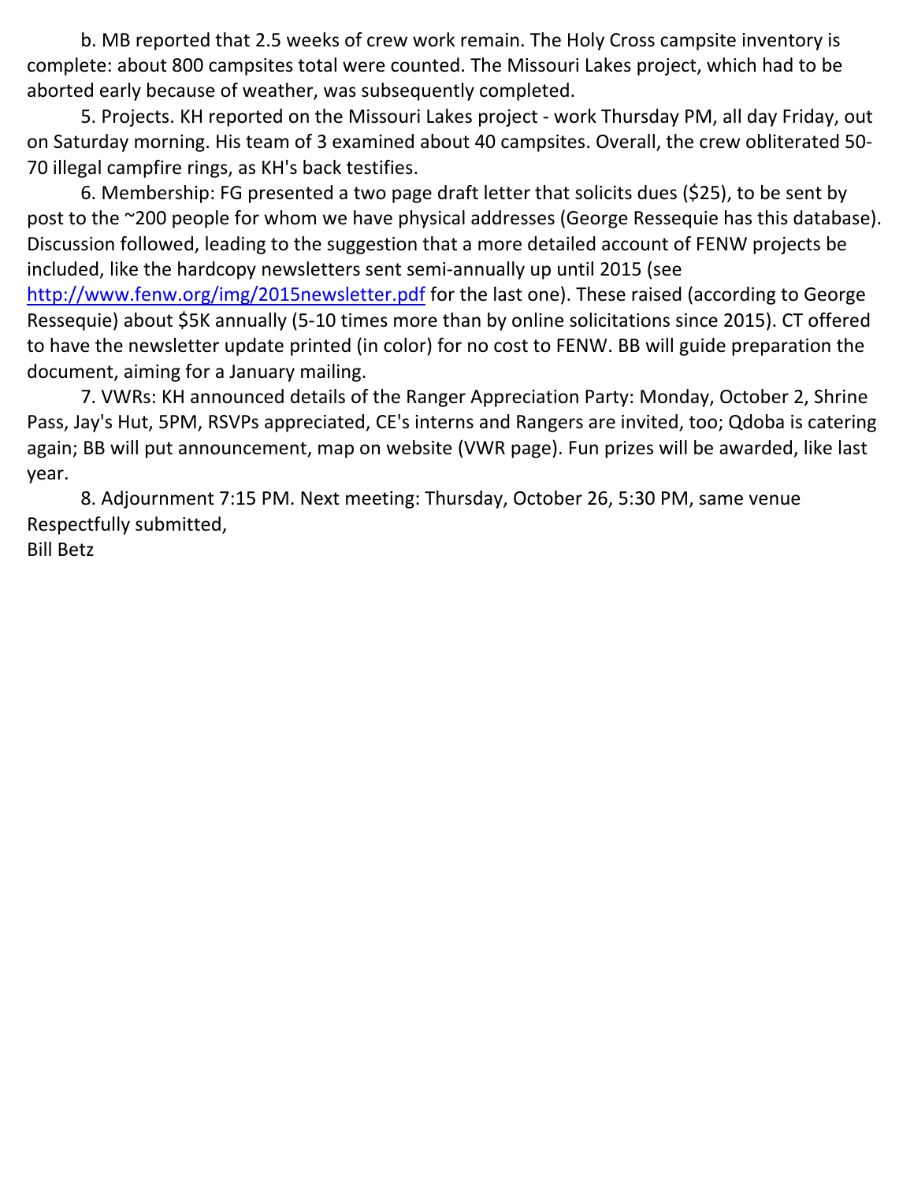b. MB reported that 2.5 weeks of crew work remain. The Holy Cross campsite inventory is complete: about 800 campsites total were counted. The Missouri Lakes project, which had to be aborted early because of weather, was subsequently completed.

5. Projects. KH reported on the Missouri Lakes project - work Thursday PM, all day Friday, out on Saturday morning. His team of 3 examined about 40 campsites. Overall, the crew obliterated 50-70 illegal campfire rings, as KH's back testifies.

6. Membership: FG presented a two page draft letter that solicits dues ($25), to be sent by post to the ~200 people for whom we have physical addresses (George Ressequie has this database). Discussion followed, leading to the suggestion that a more detailed account of FENW projects be included, like the hardcopy newsletters sent semi-annually up until 2015 (see [http://www.fenw.org/img/2015newsletter.pdf](http://www.fenw.org/img/2015newsletter.pdf) for the last one). These raised (according to George Ressequie) about $5K annually (5-10 times more than by online solicitations since 2015). CT offered to have the newsletter update printed (in color) for no cost to FENW. BB will guide preparation the document, aiming for a January mailing.

7. VWRs: KH announced details of the Ranger Appreciation Party: Monday, October 2, Shrine Pass, Jay's Hut, 5PM, RSVPs appreciated, CE's interns and Rangers are invited, too; Qdoba is catering again; BB will put announcement, map on website (VWR page). Fun prizes will be awarded, like last year.

8. Adjournment 7:15 PM. Next meeting: Thursday, October 26, 5:30 PM, same venue

Respectfully submitted,
Bill Betz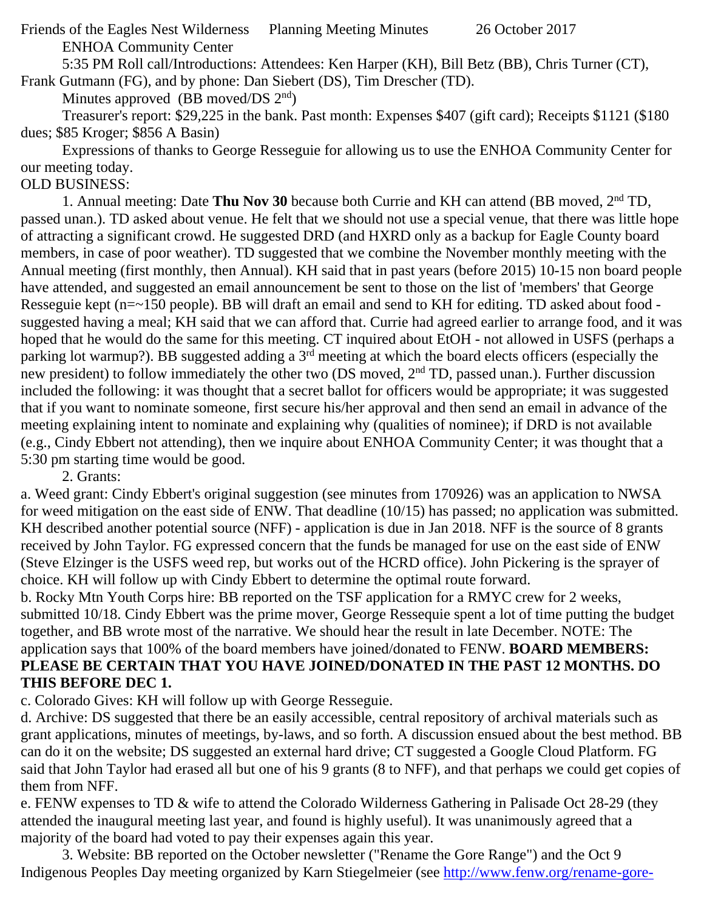Friends of the Eagles Nest Wilderness Planning Meeting Minutes 26 October 2017

ENHOA Community Center

5:35 PM Roll call/Introductions: Attendees: Ken Harper (KH), Bill Betz (BB), Chris Turner (CT), Frank Gutmann (FG), and by phone: Dan Siebert (DS), Tim Drescher (TD).

Minutes approved (BB moved/DS 2nd)

Treasurer's report: $29,225 in the bank. Past month: Expenses $407 (gift card); Receipts $1121 ($180 dues; $85 Kroger; $856 A Basin)

Expressions of thanks to George Resseguie for allowing us to use the ENHOA Community Center for our meeting today.

OLD BUSINESS:

1. Annual meeting: Date **Thu Nov 30** because both Currie and KH can attend (BB moved, 2nd TD, passed unan.). TD asked about venue. He felt that we should not use a special venue, that there was little hope of attracting a significant crowd. He suggested DRD (and HXRD only as a backup for Eagle County board members, in case of poor weather). TD suggested that we combine the November monthly meeting with the Annual meeting (first monthly, then Annual). KH said that in past years (before 2015) 10-15 non board people have attended, and suggested an email announcement be sent to those on the list of 'members' that George Resseguie kept (n=~150 people). BB will draft an email and send to KH for editing. TD asked about food - suggested having a meal; KH said that we can afford that. Currie had agreed earlier to arrange food, and it was hoped that he would do the same for this meeting. CT inquired about EtOH - not allowed in USFS (perhaps a parking lot warmup?). BB suggested adding a 3rd meeting at which the board elects officers (especially the new president) to follow immediately the other two (DS moved, 2nd TD, passed unan.). Further discussion included the following: it was thought that a secret ballot for officers would be appropriate; it was suggested that if you want to nominate someone, first secure his/her approval and then send an email in advance of the meeting explaining intent to nominate and explaining why (qualities of nominee); if DRD is not available (e.g., Cindy Ebbert not attending), then we inquire about ENHOA Community Center; it was thought that a 5:30 pm starting time would be good.

2. Grants:

a. Weed grant: Cindy Ebbert's original suggestion (see minutes from 170926) was an application to NWSA for weed mitigation on the east side of ENW. That deadline (10/15) has passed; no application was submitted. KH described another potential source (NFF) - application is due in Jan 2018. NFF is the source of 8 grants received by John Taylor. FG expressed concern that the funds be managed for use on the east side of ENW (Steve Elzinger is the USFS weed rep, but works out of the HCRD office). John Pickering is the sprayer of choice. KH will follow up with Cindy Ebbert to determine the optimal route forward.

b. Rocky Mtn Youth Corps hire: BB reported on the TSF application for a RMYC crew for 2 weeks, submitted 10/18. Cindy Ebbert was the prime mover, George Ressequie spent a lot of time putting the budget together, and BB wrote most of the narrative. We should hear the result in late December. NOTE: The application says that 100% of the board members have joined/donated to FENW. **BOARD MEMBERS: PLEASE BE CERTAIN THAT YOU HAVE JOINED/DONATED IN THE PAST 12 MONTHS. DO THIS BEFORE DEC 1.**

c. Colorado Gives: KH will follow up with George Resseguie.

d. Archive: DS suggested that there be an easily accessible, central repository of archival materials such as grant applications, minutes of meetings, by-laws, and so forth. A discussion ensued about the best method. BB can do it on the website; DS suggested an external hard drive; CT suggested a Google Cloud Platform. FG said that John Taylor had erased all but one of his 9 grants (8 to NFF), and that perhaps we could get copies of them from NFF.

e. FENW expenses to TD & wife to attend the Colorado Wilderness Gathering in Palisade Oct 28-29 (they attended the inaugural meeting last year, and found is highly useful). It was unanimously agreed that a majority of the board had voted to pay their expenses again this year.

3. Website: BB reported on the October newsletter ("Rename the Gore Range") and the Oct 9 Indigenous Peoples Day meeting organized by Karn Stiegelmeier (see http://www.fenw.org/rename-gore-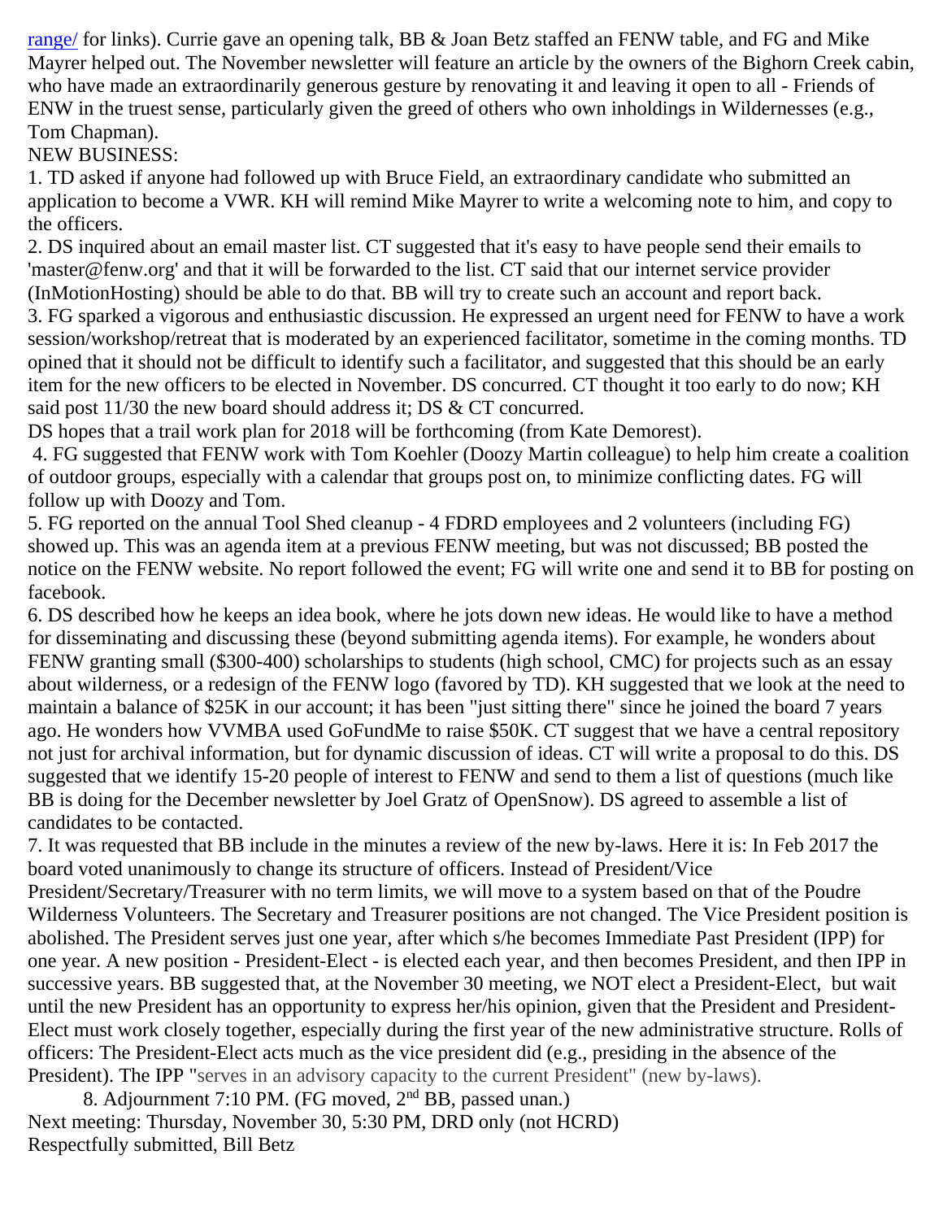range/ for links). Currie gave an opening talk, BB & Joan Betz staffed an FENW table, and FG and Mike Mayrer helped out. The November newsletter will feature an article by the owners of the Bighorn Creek cabin, who have made an extraordinarily generous gesture by renovating it and leaving it open to all - Friends of ENW in the truest sense, particularly given the greed of others who own inholdings in Wildernesses (e.g., Tom Chapman).

NEW BUSINESS:

1. TD asked if anyone had followed up with Bruce Field, an extraordinary candidate who submitted an application to become a VWR. KH will remind Mike Mayrer to write a welcoming note to him, and copy to the officers.
2. DS inquired about an email master list. CT suggested that it's easy to have people send their emails to 'master@fenw.org' and that it will be forwarded to the list. CT said that our internet service provider (InMotionHosting) should be able to do that. BB will try to create such an account and report back.
3. FG sparked a vigorous and enthusiastic discussion. He expressed an urgent need for FENW to have a work session/workshop/retreat that is moderated by an experienced facilitator, sometime in the coming months. TD opined that it should not be difficult to identify such a facilitator, and suggested that this should be an early item for the new officers to be elected in November. DS concurred. CT thought it too early to do now; KH said post 11/30 the new board should address it; DS & CT concurred.

DS hopes that a trail work plan for 2018 will be forthcoming (from Kate Demorest).

4. FG suggested that FENW work with Tom Koehler (Doozy Martin colleague) to help him create a coalition of outdoor groups, especially with a calendar that groups post on, to minimize conflicting dates. FG will follow up with Doozy and Tom.
5. FG reported on the annual Tool Shed cleanup - 4 FDRD employees and 2 volunteers (including FG) showed up. This was an agenda item at a previous FENW meeting, but was not discussed; BB posted the notice on the FENW website. No report followed the event; FG will write one and send it to BB for posting on facebook.
6. DS described how he keeps an idea book, where he jots down new ideas. He would like to have a method for disseminating and discussing these (beyond submitting agenda items). For example, he wonders about FENW granting small ($300-400) scholarships to students (high school, CMC) for projects such as an essay about wilderness, or a redesign of the FENW logo (favored by TD). KH suggested that we look at the need to maintain a balance of $25K in our account; it has been "just sitting there" since he joined the board 7 years ago. He wonders how VVMBA used GoFundMe to raise $50K. CT suggest that we have a central repository not just for archival information, but for dynamic discussion of ideas. CT will write a proposal to do this. DS suggested that we identify 15-20 people of interest to FENW and send to them a list of questions (much like BB is doing for the December newsletter by Joel Gratz of OpenSnow). DS agreed to assemble a list of candidates to be contacted.
7. It was requested that BB include in the minutes a review of the new by-laws. Here it is: In Feb 2017 the board voted unanimously to change its structure of officers. Instead of President/Vice President/Secretary/Treasurer with no term limits, we will move to a system based on that of the Poudre Wilderness Volunteers. The Secretary and Treasurer positions are not changed. The Vice President position is abolished. The President serves just one year, after which s/he becomes Immediate Past President (IPP) for one year. A new position - President-Elect - is elected each year, and then becomes President, and then IPP in successive years. BB suggested that, at the November 30 meeting, we NOT elect a President-Elect, but wait until the new President has an opportunity to express her/his opinion, given that the President and President-Elect must work closely together, especially during the first year of the new administrative structure. Rolls of officers: The President-Elect acts much as the vice president did (e.g., presiding in the absence of the President). The IPP "serves in an advisory capacity to the current President" (new by-laws).
8. Adjournment 7:10 PM. (FG moved, 2nd BB, passed unan.)

Next meeting: Thursday, November 30, 5:30 PM, DRD only (not HCRD)

Respectfully submitted, Bill Betz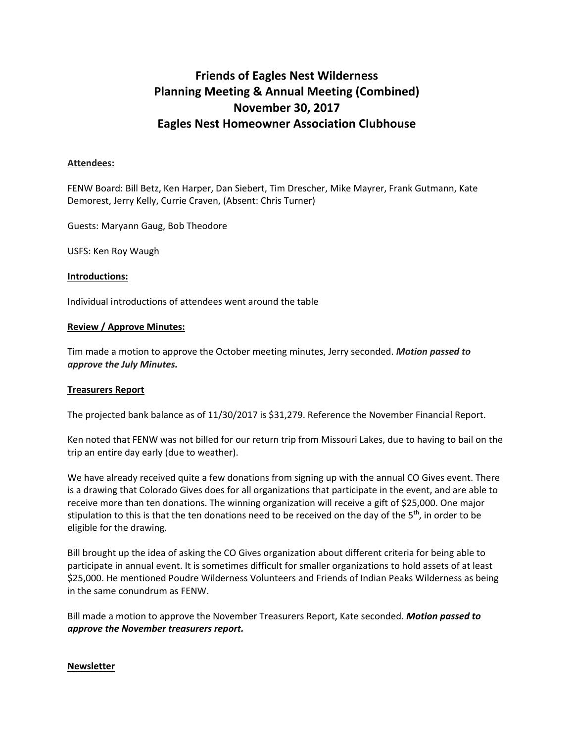# Friends of Eagles Nest Wilderness
# Planning Meeting & Annual Meeting (Combined)
# November 30, 2017
# Eagles Nest Homeowner Association Clubhouse

**Attendees:**

FENW Board: Bill Betz, Ken Harper, Dan Siebert, Tim Drescher, Mike Mayrer, Frank Gutmann, Kate Demorest, Jerry Kelly, Currie Craven, (Absent: Chris Turner)

Guests: Maryann Gaug, Bob Theodore

USFS: Ken Roy Waugh

**Introductions:**

Individual introductions of attendees went around the table

**Review / Approve Minutes:**

Tim made a motion to approve the October meeting minutes, Jerry seconded. ***Motion passed to approve the July Minutes.***

**Treasurers Report**

The projected bank balance as of 11/30/2017 is $31,279. Reference the November Financial Report.

Ken noted that FENW was not billed for our return trip from Missouri Lakes, due to having to bail on the trip an entire day early (due to weather).

We have already received quite a few donations from signing up with the annual CO Gives event. There is a drawing that Colorado Gives does for all organizations that participate in the event, and are able to receive more than ten donations. The winning organization will receive a gift of $25,000. One major stipulation to this is that the ten donations need to be received on the day of the 5th, in order to be eligible for the drawing.

Bill brought up the idea of asking the CO Gives organization about different criteria for being able to participate in annual event. It is sometimes difficult for smaller organizations to hold assets of at least $25,000. He mentioned Poudre Wilderness Volunteers and Friends of Indian Peaks Wilderness as being in the same conundrum as FENW.

Bill made a motion to approve the November Treasurers Report, Kate seconded. ***Motion passed to approve the November treasurers report.***

**Newsletter**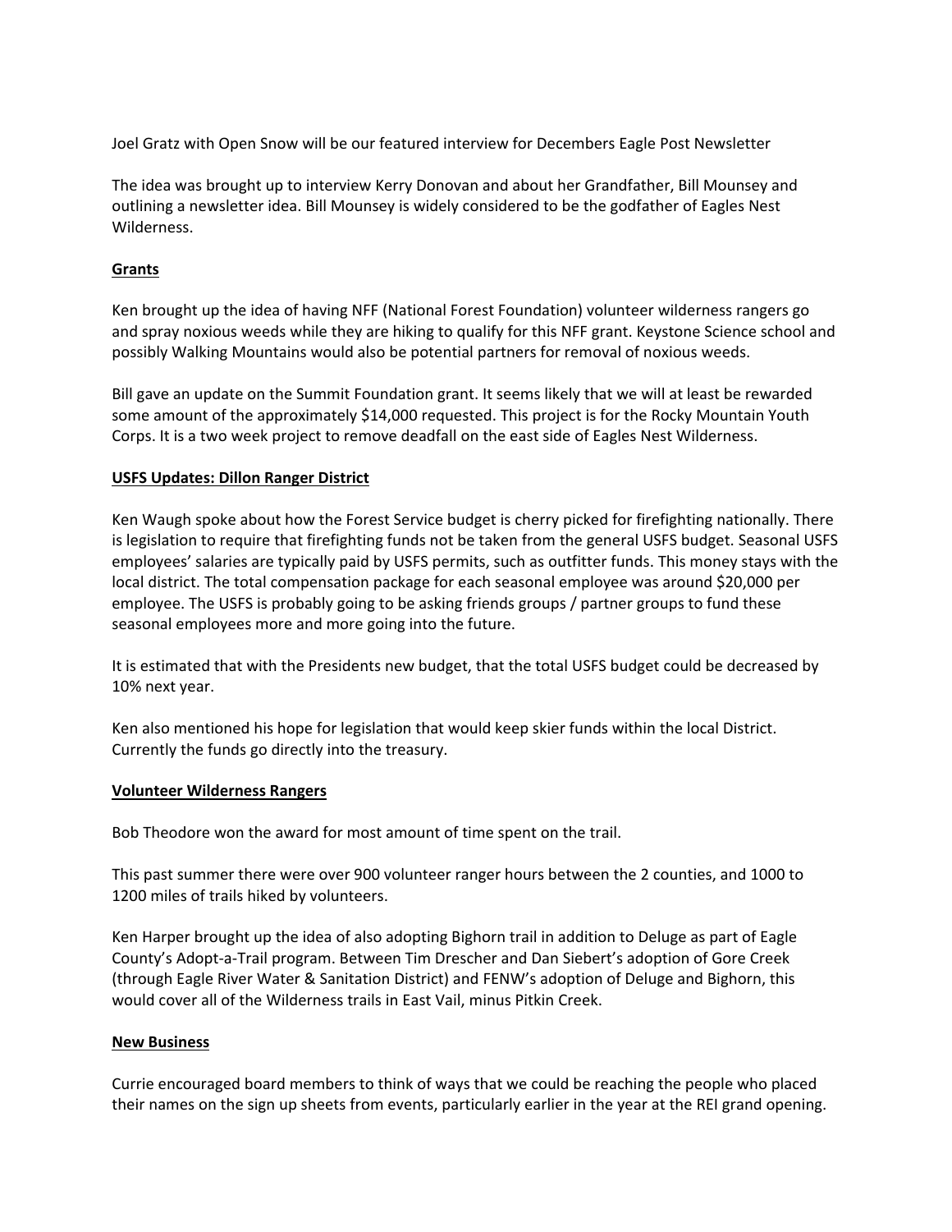Joel Gratz with Open Snow will be our featured interview for Decembers Eagle Post Newsletter

The idea was brought up to interview Kerry Donovan and about her Grandfather, Bill Mounsey and outlining a newsletter idea. Bill Mounsey is widely considered to be the godfather of Eagles Nest Wilderness.

**Grants**

Ken brought up the idea of having NFF (National Forest Foundation) volunteer wilderness rangers go and spray noxious weeds while they are hiking to qualify for this NFF grant. Keystone Science school and possibly Walking Mountains would also be potential partners for removal of noxious weeds.

Bill gave an update on the Summit Foundation grant. It seems likely that we will at least be rewarded some amount of the approximately $14,000 requested. This project is for the Rocky Mountain Youth Corps. It is a two week project to remove deadfall on the east side of Eagles Nest Wilderness.

**USFS Updates: Dillon Ranger District**

Ken Waugh spoke about how the Forest Service budget is cherry picked for firefighting nationally. There is legislation to require that firefighting funds not be taken from the general USFS budget. Seasonal USFS employees' salaries are typically paid by USFS permits, such as outfitter funds. This money stays with the local district. The total compensation package for each seasonal employee was around $20,000 per employee. The USFS is probably going to be asking friends groups / partner groups to fund these seasonal employees more and more going into the future.

It is estimated that with the Presidents new budget, that the total USFS budget could be decreased by 10% next year.

Ken also mentioned his hope for legislation that would keep skier funds within the local District. Currently the funds go directly into the treasury.

**Volunteer Wilderness Rangers**

Bob Theodore won the award for most amount of time spent on the trail.

This past summer there were over 900 volunteer ranger hours between the 2 counties, and 1000 to 1200 miles of trails hiked by volunteers.

Ken Harper brought up the idea of also adopting Bighorn trail in addition to Deluge as part of Eagle County's Adopt-a-Trail program. Between Tim Drescher and Dan Siebert's adoption of Gore Creek (through Eagle River Water & Sanitation District) and FENW's adoption of Deluge and Bighorn, this would cover all of the Wilderness trails in East Vail, minus Pitkin Creek.

**New Business**

Currie encouraged board members to think of ways that we could be reaching the people who placed their names on the sign up sheets from events, particularly earlier in the year at the REI grand opening.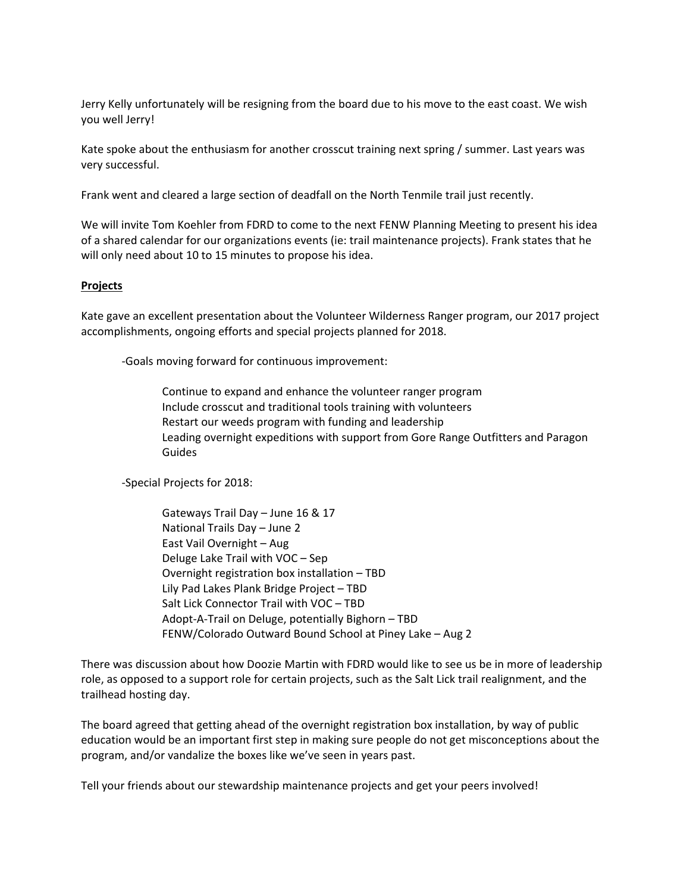Jerry Kelly unfortunately will be resigning from the board due to his move to the east coast. We wish you well Jerry!

Kate spoke about the enthusiasm for another crosscut training next spring / summer. Last years was very successful.

Frank went and cleared a large section of deadfall on the North Tenmile trail just recently.

We will invite Tom Koehler from FDRD to come to the next FENW Planning Meeting to present his idea of a shared calendar for our organizations events (ie: trail maintenance projects). Frank states that he will only need about 10 to 15 minutes to propose his idea.

**Projects**

Kate gave an excellent presentation about the Volunteer Wilderness Ranger program, our 2017 project accomplishments, ongoing efforts and special projects planned for 2018.

-Goals moving forward for continuous improvement:

Continue to expand and enhance the volunteer ranger program
Include crosscut and traditional tools training with volunteers
Restart our weeds program with funding and leadership
Leading overnight expeditions with support from Gore Range Outfitters and Paragon Guides

-Special Projects for 2018:

Gateways Trail Day – June 16 & 17
National Trails Day – June 2
East Vail Overnight – Aug
Deluge Lake Trail with VOC – Sep
Overnight registration box installation – TBD
Lily Pad Lakes Plank Bridge Project – TBD
Salt Lick Connector Trail with VOC – TBD
Adopt-A-Trail on Deluge, potentially Bighorn – TBD
FENW/Colorado Outward Bound School at Piney Lake – Aug 2

There was discussion about how Doozie Martin with FDRD would like to see us be in more of leadership role, as opposed to a support role for certain projects, such as the Salt Lick trail realignment, and the trailhead hosting day.

The board agreed that getting ahead of the overnight registration box installation, by way of public education would be an important first step in making sure people do not get misconceptions about the program, and/or vandalize the boxes like we've seen in years past.

Tell your friends about our stewardship maintenance projects and get your peers involved!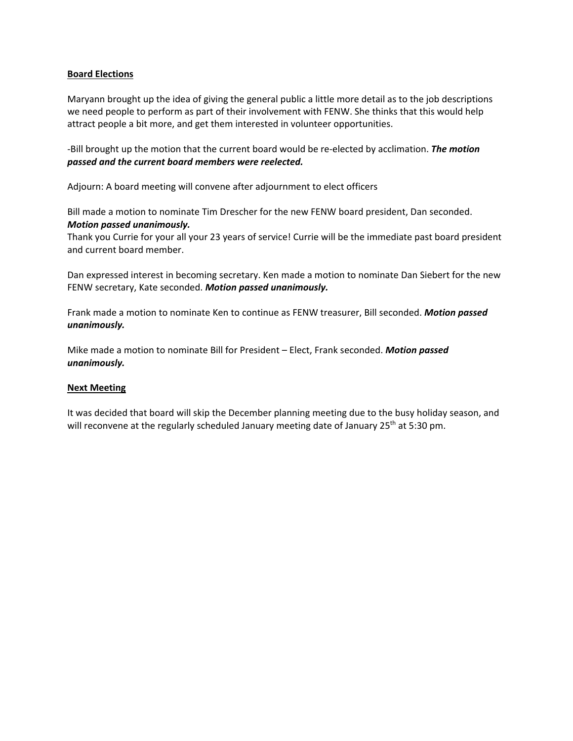**Board Elections**

Maryann brought up the idea of giving the general public a little more detail as to the job descriptions we need people to perform as part of their involvement with FENW. She thinks that this would help attract people a bit more, and get them interested in volunteer opportunities.

-Bill brought up the motion that the current board would be re-elected by acclimation. ***The motion passed and the current board members were reelected.***

Adjourn: A board meeting will convene after adjournment to elect officers

Bill made a motion to nominate Tim Drescher for the new FENW board president, Dan seconded. ***Motion passed unanimously.***
Thank you Currie for your all your 23 years of service! Currie will be the immediate past board president and current board member.

Dan expressed interest in becoming secretary. Ken made a motion to nominate Dan Siebert for the new FENW secretary, Kate seconded. ***Motion passed unanimously.***

Frank made a motion to nominate Ken to continue as FENW treasurer, Bill seconded. ***Motion passed unanimously.***

Mike made a motion to nominate Bill for President – Elect, Frank seconded. ***Motion passed unanimously.***

**Next Meeting**

It was decided that board will skip the December planning meeting due to the busy holiday season, and will reconvene at the regularly scheduled January meeting date of January 25th at 5:30 pm.